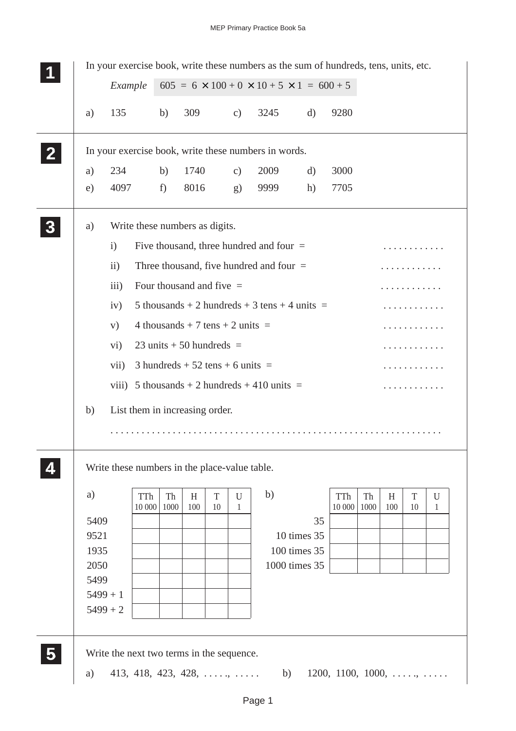**1** In your exercise book, write these numbers as the sum of hundreds, tens, units, etc.

*Example* $605 = 6 \times 100 + 0 \times 10 + 5 \times 1 = 600 + 5$

a) 135 b) 309 c) 3245 d) 9280

---

**2** In your exercise book, write these numbers in words.

a) 234 b) 1740 c) 2009 d) 3000

e) 4097 f) 8016 g) 9999 h) 7705

---

**3** a) Write these numbers as digits.

i) Five thousand, three hundred and four = . . . . . . . . . . .

ii) Three thousand, five hundred and four = . . . . . . . . . . .

iii) Four thousand and five = . . . . . . . . . . .

iv) 5 thousands + 2 hundreds + 3 tens + 4 units = . . . . . . . . . . .

v) 4 thousands + 7 tens + 2 units = . . . . . . . . . . .

vi) 23 units + 50 hundreds = . . . . . . . . . . .

vii) 3 hundreds + 52 tens + 6 units = . . . . . . . . . . .

viii) 5 thousands + 2 hundreds + 410 units = . . . . . . . . . . .

b) List them in increasing order.

. . . . . . . . . . . . . . . . . . . . . . . . . . . . . . . . . . . . . . . . . . . . . . . . . . . . . . . . . . . .

---

**4** Write these numbers in the place-value table.

a)

| | TTh 10 000 | Th 1000 | H 100 | T 10 | U 1 |
|---|---|---|---|---|---|
| 5409 | | | | | |
| 9521 | | | | | |
| 1935 | | | | | |
| 2050 | | | | | |
| 5499 | | | | | |
| 5499 + 1 | | | | | |
| 5499 + 2 | | | | | |

b)

| | TTh 10 000 | Th 1000 | H 100 | T 10 | U 1 |
|---|---|---|---|---|---|
| 35 | | | | | |
| 10 times 35 | | | | | |
| 100 times 35 | | | | | |
| 1000 times 35 | | | | | |

---

**5** Write the next two terms in the sequence.

a) 413, 418, 423, 428, . . . . ., . . . . . b) 1200, 1100, 1000, . . . . ., . . . . .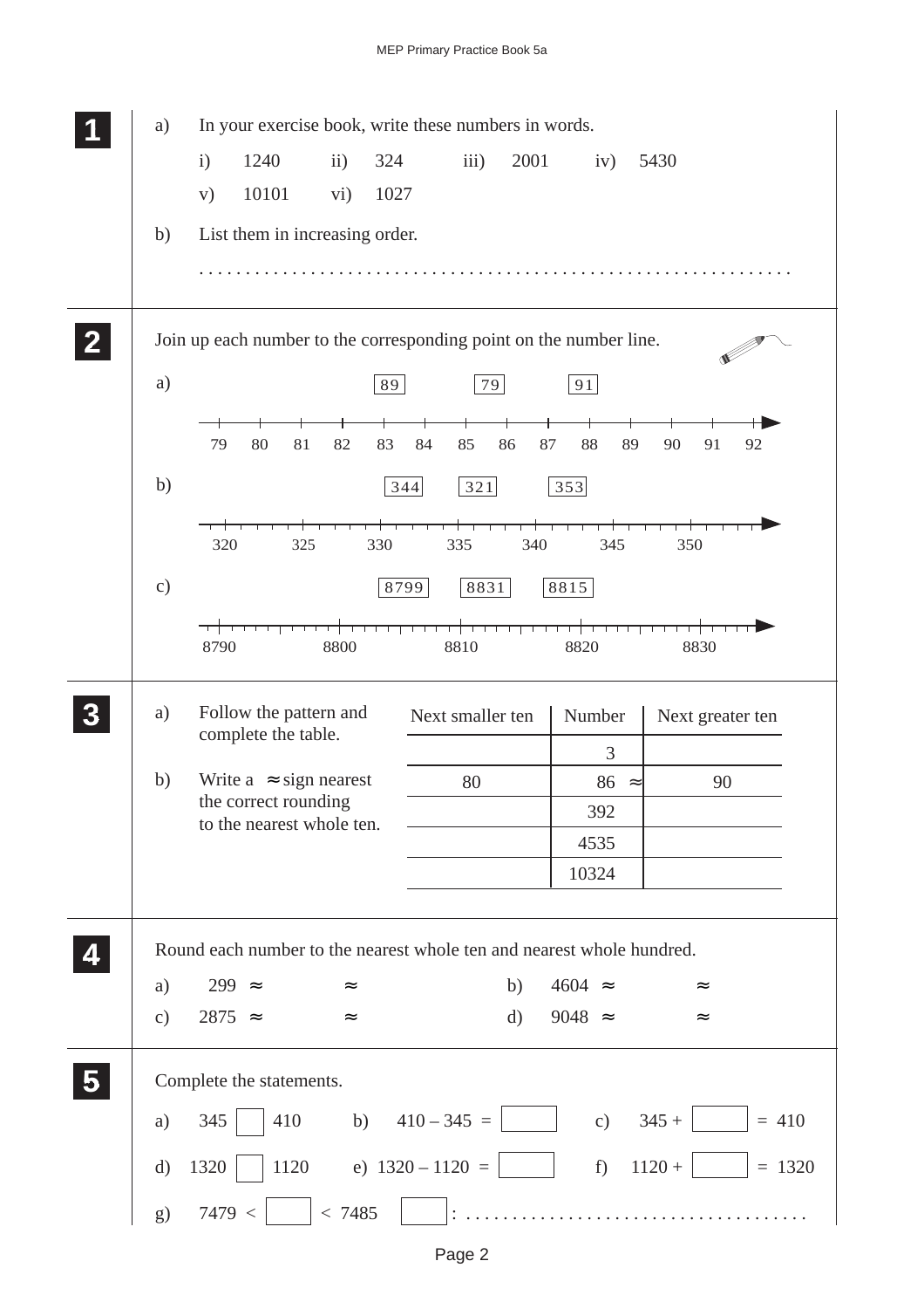**1**

a) In your exercise book, write these numbers in words.

i) 1240  ii) 324  iii) 2001  iv) 5430

v) 10101  vi) 1027

b) List them in increasing order.

. . . . . . . . . . . . . . . . . . . . . . . . . . . . . . . . . . . . . . . . . . . . . . . . . . . . . . . . . . . . . .

**2**

Join up each number to the corresponding point on the number line.

a) 89  79  91

79 80 81 82 83 84 85 86 87 88 89 90 91 92

b) 344  321  353

320 325 330 335 340 345 350

c) 8799  8831  8815

8790 8800 8810 8820 8830

**3**

a) Follow the pattern and complete the table.

b) Write a ≈ sign nearest the correct rounding to the nearest whole ten.

| Next smaller ten | Number | Next greater ten |
|---|---|---|
| | 3 | |
| 80 | 86 ≈ | 90 |
| | 392 | |
| | 4535 | |
| | 10324 | |

**4**

Round each number to the nearest whole ten and nearest whole hundred.

a) 299 ≈  ≈  b) 4604 ≈  ≈

c) 2875 ≈  ≈  d) 9048 ≈  ≈

**5**

Complete the statements.

a) 345 ☐ 410  b) 410 – 345 = ☐  c) 345 + ☐ = 410

d) 1320 ☐ 1120  e) 1320 – 1120 = ☐  f) 1120 + ☐ = 1320

g) 7479 < ☐ < 7485  ☐ : . . . . . . . . . . . . . . . . . . . . . . . . . . . . . . . . . . .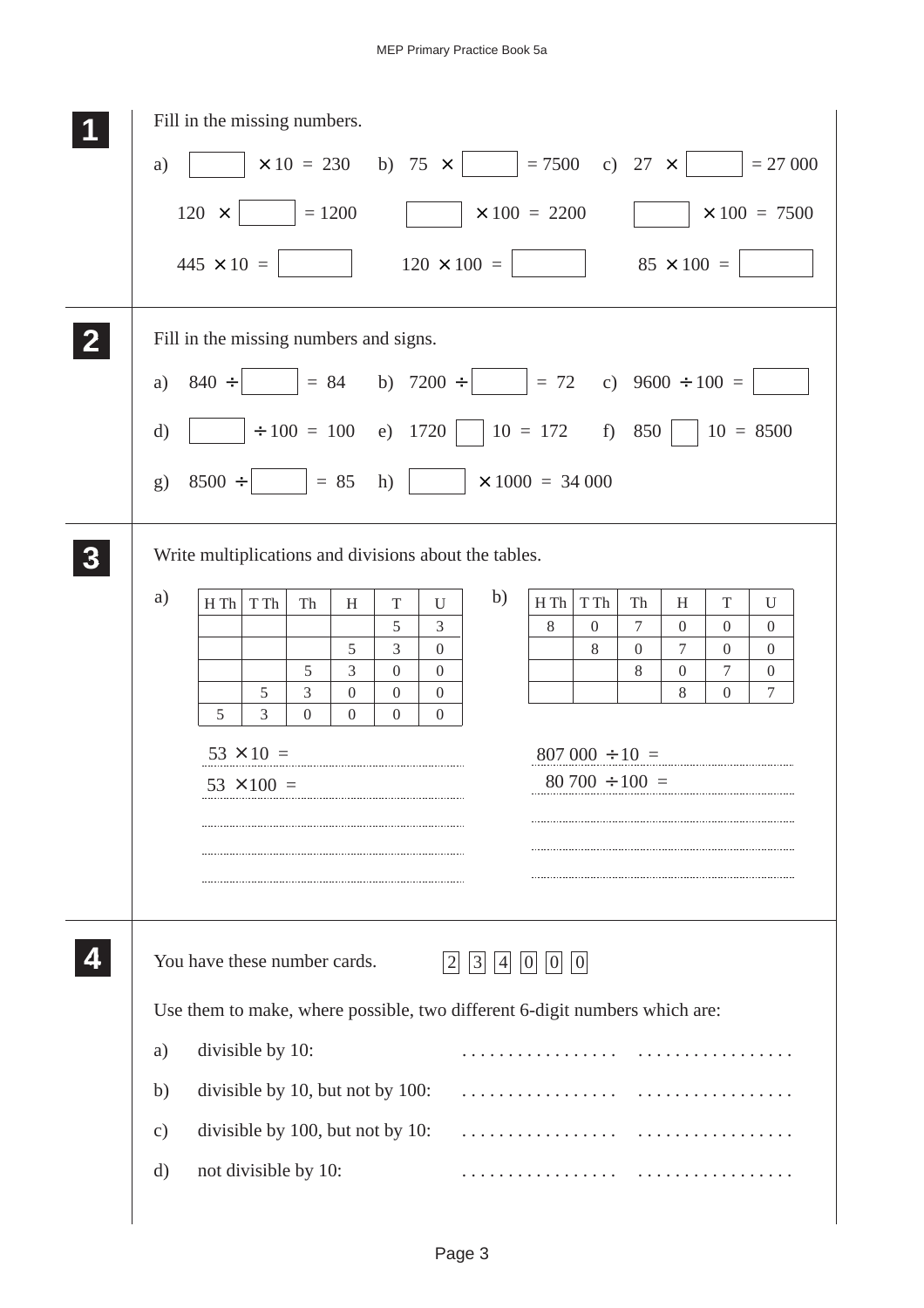**1** Fill in the missing numbers.

a) $\square \times 10 = 230$ b) $75 \times \square = 7500$ c) $27 \times \square = 27\,000$

$120 \times \square = 1200$ $\square \times 100 = 2200$ $\square \times 100 = 7500$

$445 \times 10 = \square$ $120 \times 100 = \square$ $85 \times 100 = \square$

**2** Fill in the missing numbers and signs.

a) $840 \div \square = 84$ b) $7200 \div \square = 72$ c) $9600 \div 100 = \square$

d) $\square \div 100 = 100$ e) $1720 \ \square \ 10 = 172$ f) $850 \ \square \ 10 = 8500$

g) $8500 \div \square = 85$ h) $\square \times 1000 = 34\,000$

**3** Write multiplications and divisions about the tables.

a)

| H Th | T Th | Th | H | T | U |
|---|---|---|---|---|---|
| | | | | 5 | 3 |
| | | | 5 | 3 | 0 |
| | | 5 | 3 | 0 | 0 |
| | 5 | 3 | 0 | 0 | 0 |
| 5 | 3 | 0 | 0 | 0 | 0 |

$53 \times 10 =$ ..................

$53 \times 100 =$ ..................

..................

..................

..................

b)

| H Th | T Th | Th | H | T | U |
|---|---|---|---|---|---|
| 8 | 0 | 7 | 0 | 0 | 0 |
| | 8 | 0 | 7 | 0 | 0 |
| | | 8 | 0 | 7 | 0 |
| | | | 8 | 0 | 7 |

$807\,000 \div 10 =$ ..................

$80\,700 \div 100 =$ ..................

..................

..................

..................

**4** You have these number cards. [2] [3] [4] [0] [0] [0]

Use them to make, where possible, two different 6-digit numbers which are:

a) divisible by 10: ................. .................

b) divisible by 10, but not by 100: ................. .................

c) divisible by 100, but not by 10: ................. .................

d) not divisible by 10: ................. .................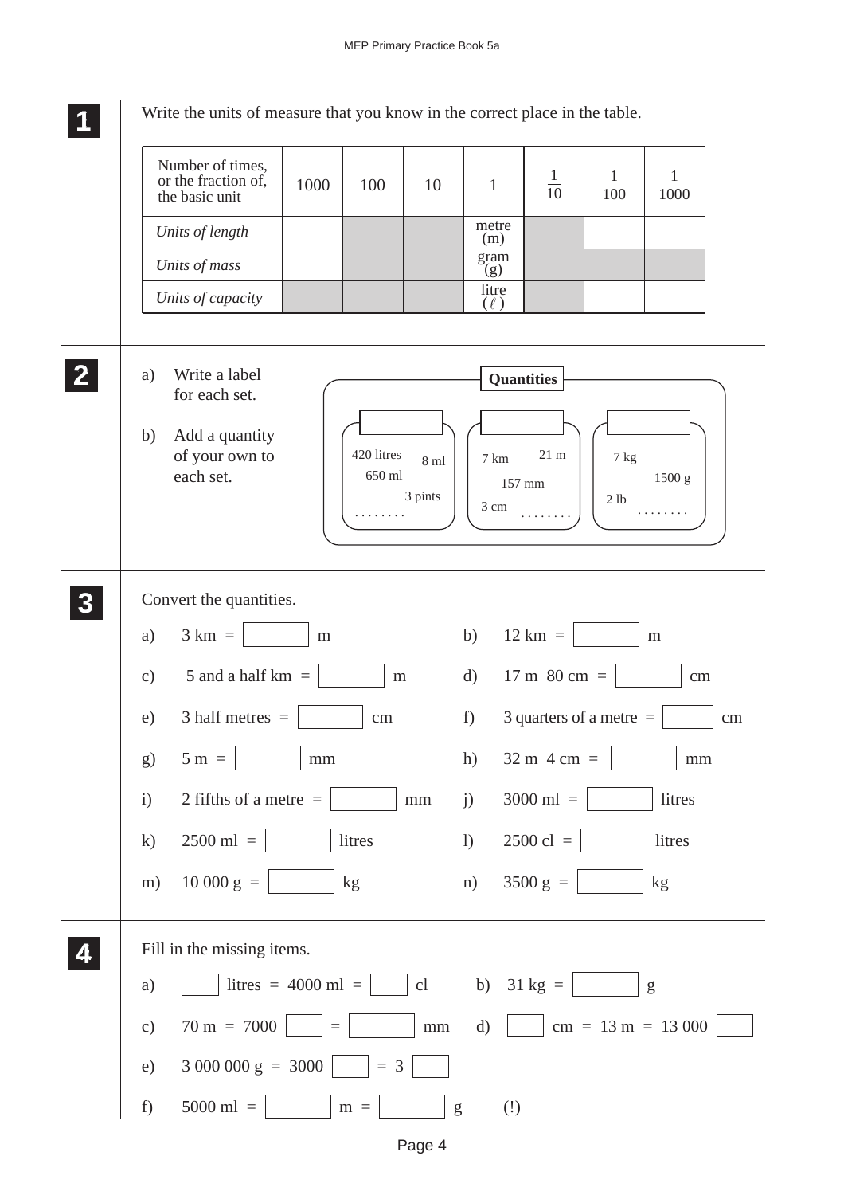**1** Write the units of measure that you know in the correct place in the table.

| Number of times, or the fraction of, the basic unit | 1000 | 100 | 10 | 1 | $\frac{1}{10}$ | $\frac{1}{100}$ | $\frac{1}{1000}$ |
|---|---|---|---|---|---|---|---|
| *Units of length* | | | | metre (m) | | | |
| *Units of mass* | | | | gram (g) | | | |
| *Units of capacity* | | | | litre (ℓ) | | | |

**2**

a) Write a label for each set.

b) Add a quantity of your own to each set.

**Quantities**

Set 1: 420 litres, 8 ml, 650 ml, 3 pints, ........

Set 2: 7 km, 21 m, 157 mm, 3 cm, ........

Set 3: 7 kg, 1500 g, 2 lb, ........

**3** Convert the quantities.

a) 3 km = ______ m

b) 12 km = ______ m

c) 5 and a half km = ______ m

d) 17 m 80 cm = ______ cm

e) 3 half metres = ______ cm

f) 3 quarters of a metre = ______ cm

g) 5 m = ______ mm

h) 32 m 4 cm = ______ mm

i) 2 fifths of a metre = ______ mm

j) 3000 ml = ______ litres

k) 2500 ml = ______ litres

l) 2500 cl = ______ litres

m) 10 000 g = ______ kg

n) 3500 g = ______ kg

**4** Fill in the missing items.

a) ____ litres = 4000 ml = ____ cl

b) 31 kg = ______ g

c) 70 m = 7000 ____ = ______ mm

d) ____ cm = 13 m = 13 000 ____

e) 3 000 000 g = 3000 ____ = 3 ____

f) 5000 ml = ______ m = ______ g (!)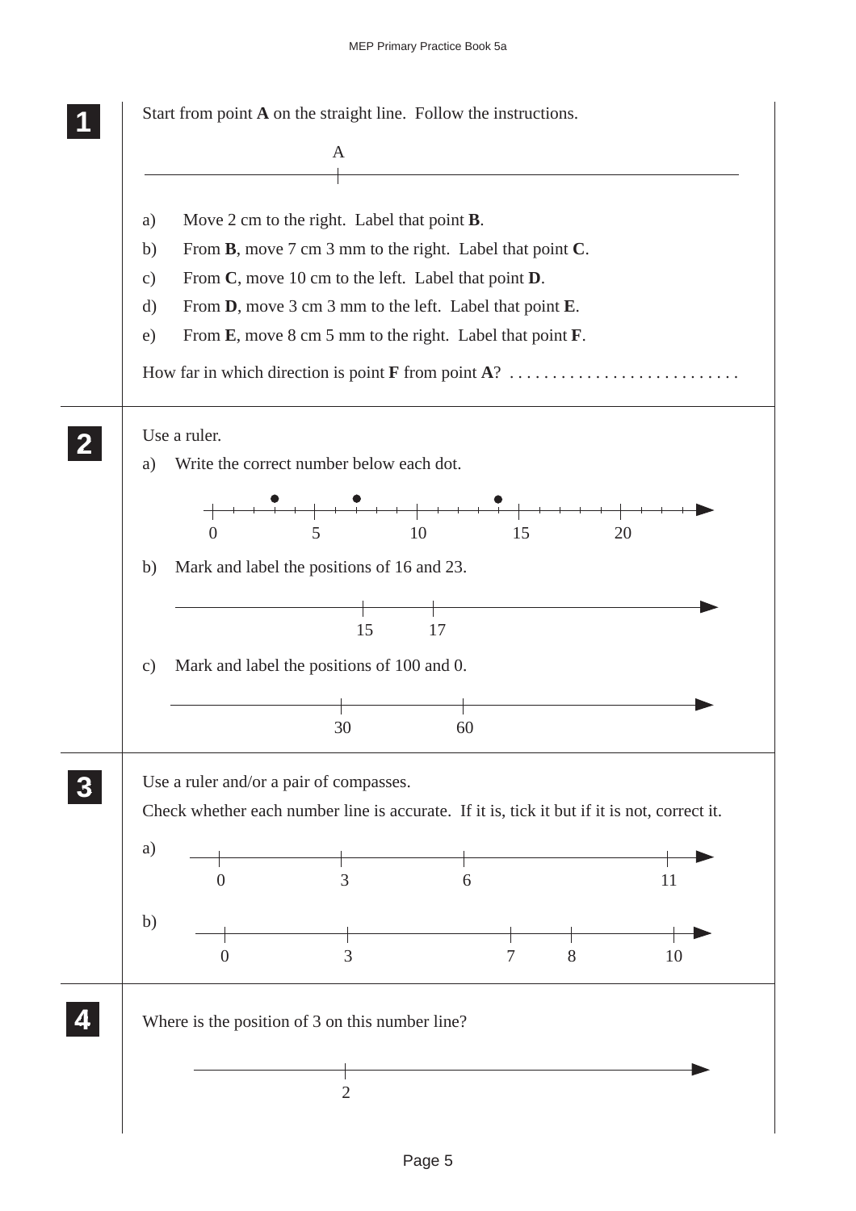**1**

Start from point **A** on the straight line. Follow the instructions.

A

a) Move 2 cm to the right. Label that point **B**.

b) From **B**, move 7 cm 3 mm to the right. Label that point **C**.

c) From **C**, move 10 cm to the left. Label that point **D**.

d) From **D**, move 3 cm 3 mm to the left. Label that point **E**.

e) From **E**, move 8 cm 5 mm to the right. Label that point **F**.

How far in which direction is point **F** from point **A**? . . . . . . . . . . . . . . . . . . . . . . . . . .

**2**

Use a ruler.

a) Write the correct number below each dot.

0 5 10 15 20

b) Mark and label the positions of 16 and 23.

15 17

c) Mark and label the positions of 100 and 0.

30 60

**3**

Use a ruler and/or a pair of compasses.

Check whether each number line is accurate. If it is, tick it but if it is not, correct it.

a)

0 3 6 11

b)

0 3 7 8 10

**4**

Where is the position of 3 on this number line?

2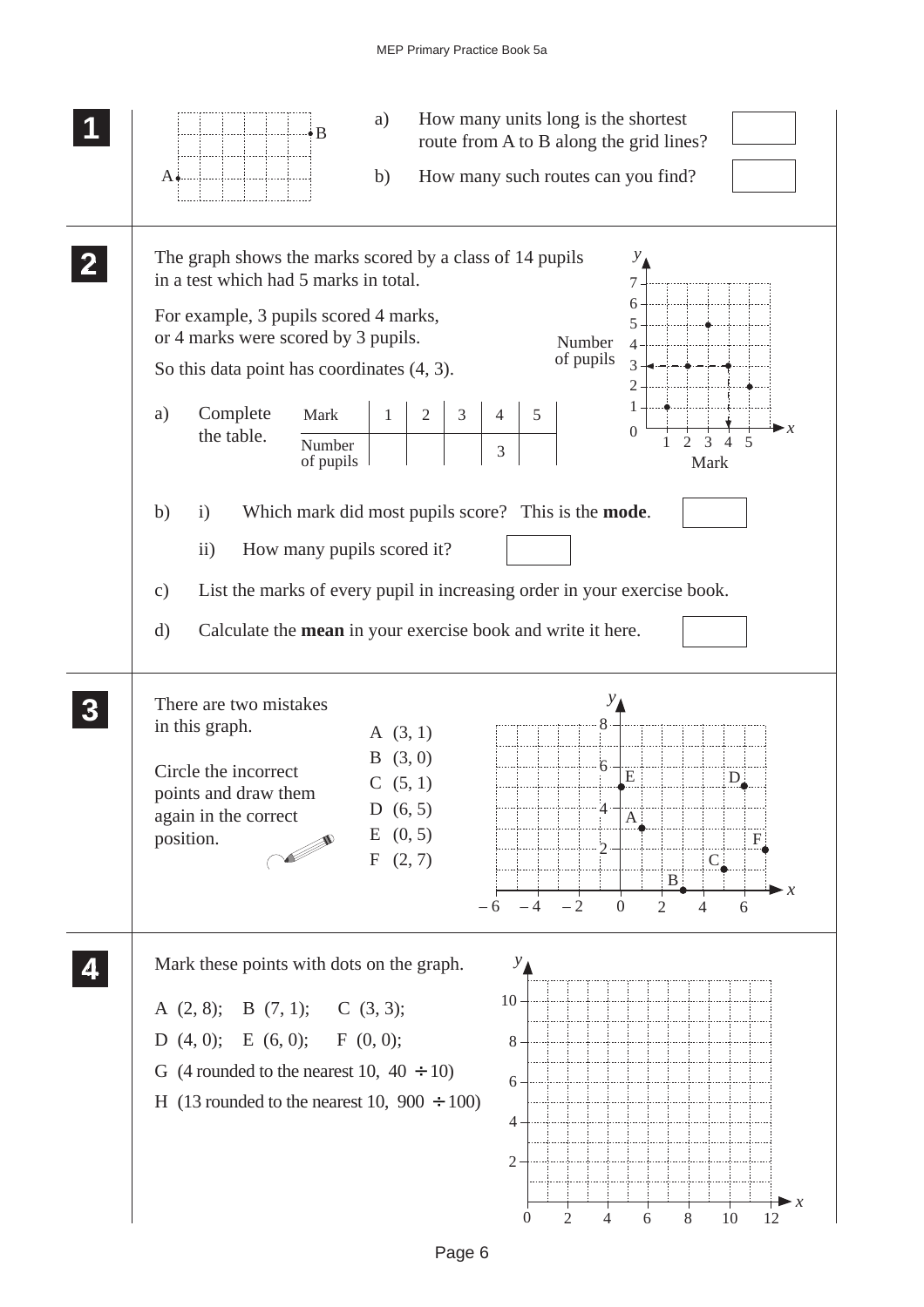**1**

A, B

a) How many units long is the shortest route from A to B along the grid lines?

b) How many such routes can you find?

**2**

The graph shows the marks scored by a class of 14 pupils in a test which had 5 marks in total.

For example, 3 pupils scored 4 marks, or 4 marks were scored by 3 pupils.

So this data point has coordinates (4, 3).

y
7
6
5
Number of pupils
4
3
2
1
0
1 2 3 4 5
x
Mark

a) Complete the table.

| Mark | 1 | 2 | 3 | 4 | 5 |
|---|---|---|---|---|---|
| Number of pupils | | | | 3 | |

b) i) Which mark did most pupils score? This is the **mode**.

ii) How many pupils scored it?

c) List the marks of every pupil in increasing order in your exercise book.

d) Calculate the **mean** in your exercise book and write it here.

**3**

There are two mistakes in this graph.

Circle the incorrect points and draw them again in the correct position.

A (3, 1)
B (3, 0)
C (5, 1)
D (6, 5)
E (0, 5)
F (2, 7)

y
8
6
4
2
– 6 – 4 – 2 0 2 4 6
x
E, D, A, F, C, B

**4**

Mark these points with dots on the graph.

A (2, 8); B (7, 1); C (3, 3);

D (4, 0); E (6, 0); F (0, 0);

G (4 rounded to the nearest 10, 40 ÷ 10)

H (13 rounded to the nearest 10, 900 ÷ 100)

y
10
8
6
4
2
0 2 4 6 8 10 12
x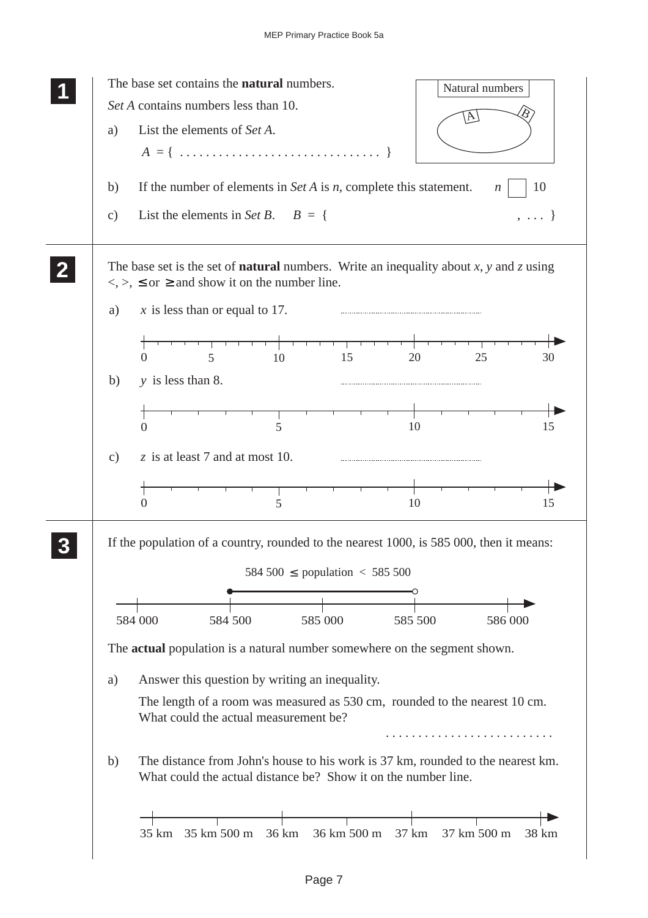**1**

The base set contains the **natural** numbers.

*Set A* contains numbers less than 10.

Natural numbers

A

B

a) List the elements of *Set A*.

$A$ = { . . . . . . . . . . . . . . . . . . . . . . . . . . . . . . }

b) If the number of elements in *Set A* is $n$, complete this statement. $n$ ☐ 10

c) List the elements in *Set B*. $B$ = { , . . . }

**2**

The base set is the set of **natural** numbers. Write an inequality about $x$, $y$ and $z$ using $<$, $>$, $\leq$ or $\geq$ and show it on the number line.

a) $x$ is less than or equal to 17. ..........................

0 5 10 15 20 25 30

b) $y$ is less than 8. ..........................

0 5 10 15

c) $z$ is at least 7 and at most 10. ..........................

0 5 10 15

**3**

If the population of a country, rounded to the nearest 1000, is 585 000, then it means:

$$584\,500 \leq \text{population} < 585\,500$$

584 000 584 500 585 000 585 500 586 000

The **actual** population is a natural number somewhere on the segment shown.

a) Answer this question by writing an inequality.

The length of a room was measured as 530 cm, rounded to the nearest 10 cm. What could the actual measurement be?

. . . . . . . . . . . . . . . . . . . . . . . . . .

b) The distance from John's house to his work is 37 km, rounded to the nearest km. What could the actual distance be? Show it on the number line.

35 km 35 km 500 m 36 km 36 km 500 m 37 km 37 km 500 m 38 km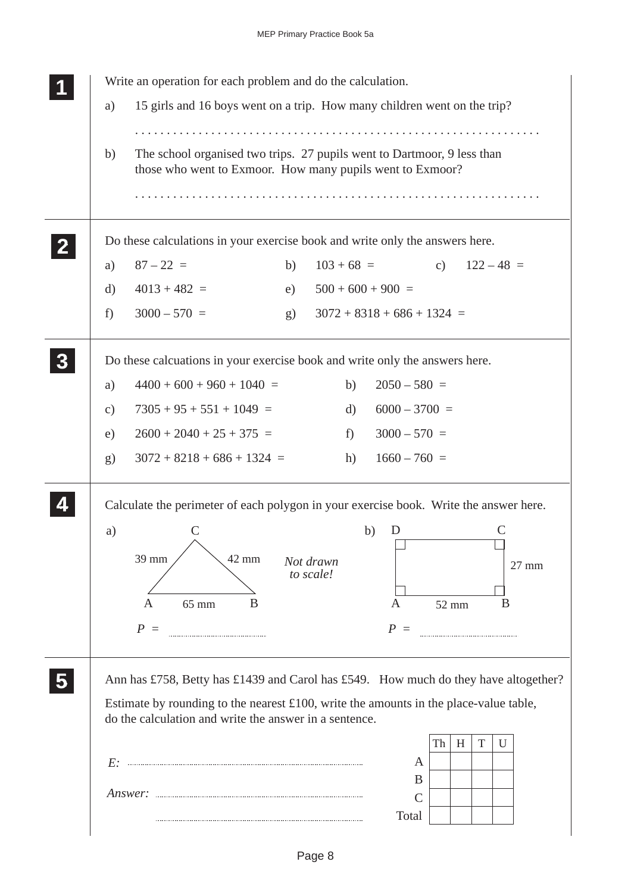**1**

Write an operation for each problem and do the calculation.

a) 15 girls and 16 boys went on a trip. How many children went on the trip?

. . . . . . . . . . . . . . . . . . . . . . . . . . . . . . . . . . . . . . . . . . . . . . . . . . . . . . . . . . . . . . . .

b) The school organised two trips. 27 pupils went to Dartmoor, 9 less than those who went to Exmoor. How many pupils went to Exmoor?

. . . . . . . . . . . . . . . . . . . . . . . . . . . . . . . . . . . . . . . . . . . . . . . . . . . . . . . . . . . . . . . .

---

**2**

Do these calculations in your exercise book and write only the answers here.

a) 87 – 22 =  b) 103 + 68 =  c) 122 – 48 =

d) 4013 + 482 =  e) 500 + 600 + 900 =

f) 3000 – 570 =  g) 3072 + 8318 + 686 + 1324 =

---

**3**

Do these calcuations in your exercise book and write only the answers here.

a) 4400 + 600 + 960 + 1040 =  b) 2050 – 580 =

c) 7305 + 95 + 551 + 1049 =  d) 6000 – 3700 =

e) 2600 + 2040 + 25 + 375 =  f) 3000 – 570 =

g) 3072 + 8218 + 686 + 1324 =  h) 1660 – 760 =

---

**4**

Calculate the perimeter of each polygon in your exercise book. Write the answer here.

a) Triangle ABC: AC = 39 mm, BC = 42 mm, AB = 65 mm

*Not drawn to scale!*

b) Rectangle ABCD: AB = 52 mm, BC = 27 mm

a) $P$ = ..................  b) $P$ = ..................

---

**5**

Ann has £758, Betty has £1439 and Carol has £549. How much do they have altogether?

Estimate by rounding to the nearest £100, write the amounts in the place-value table, do the calculation and write the answer in a sentence.

*E:* ..........................................................................................

*Answer:* ..........................................................................................

..........................................................................................

| | Th | H | T | U |
|---|---|---|---|---|
| A | | | | |
| B | | | | |
| C | | | | |
| Total | | | | |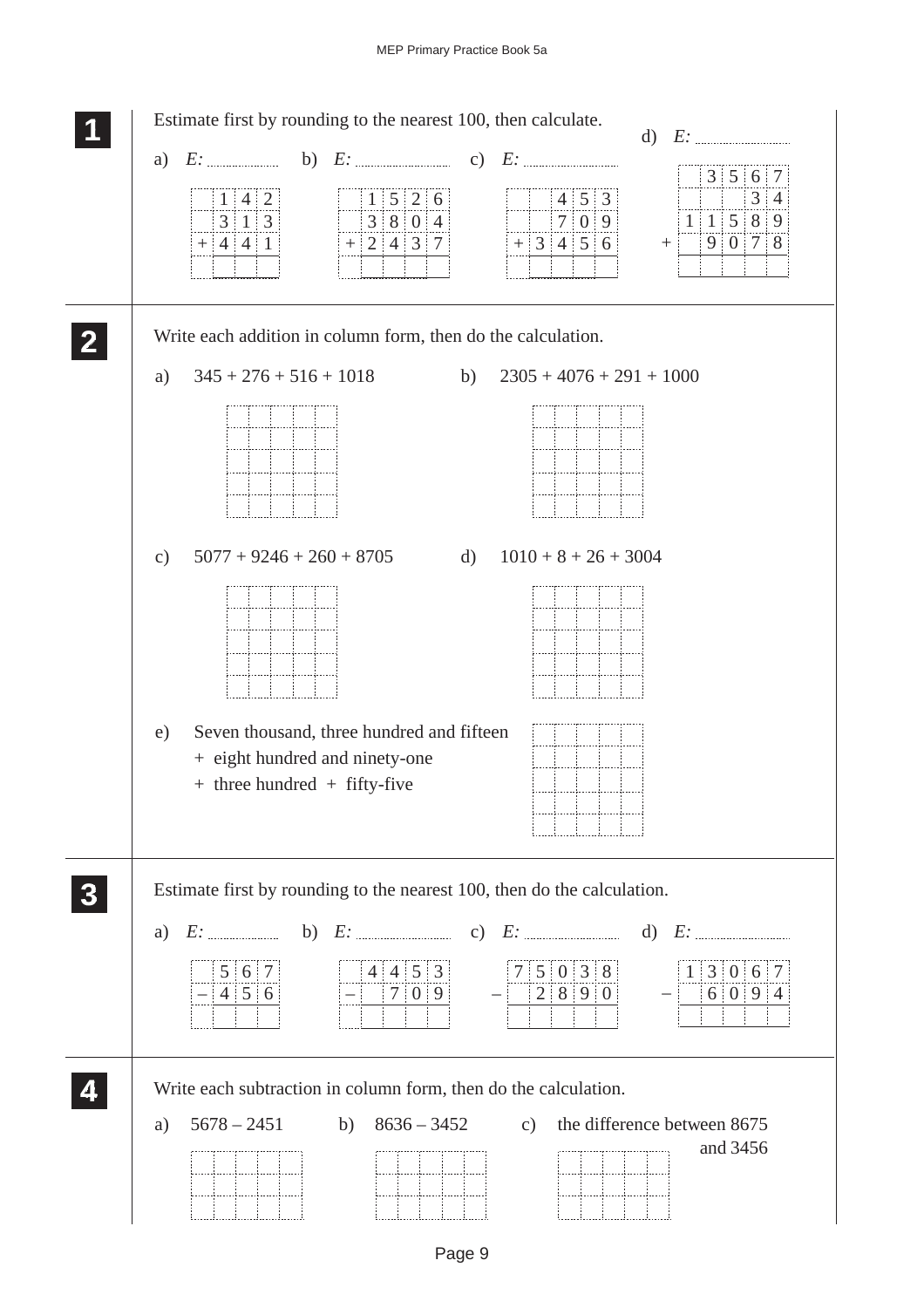**1** Estimate first by rounding to the nearest 100, then calculate.

a) *E:* ..........

| | | | |
|---|---|---|---|
| | 1 | 4 | 2 |
| | 3 | 1 | 3 |
| + | 4 | 4 | 1 |
| | | | |

b) *E:* ..........

| | | | | |
|---|---|---|---|---|
| | 1 | 5 | 2 | 6 |
| | 3 | 8 | 0 | 4 |
| + | 2 | 4 | 3 | 7 |
| | | | | |

c) *E:* ..........

| | | | | |
|---|---|---|---|---|
| | | 4 | 5 | 3 |
| | | 7 | 0 | 9 |
| + | 3 | 4 | 5 | 6 |
| | | | | |

d) *E:* ..........

| | | | | | |
|---|---|---|---|---|---|
| | | 3 | 5 | 6 | 7 |
| | | | | 3 | 4 |
| | 1 | 1 | 5 | 8 | 9 |
| + | | 9 | 0 | 7 | 8 |
| | | | | | |

**2** Write each addition in column form, then do the calculation.

a) 345 + 276 + 516 + 1018

b) 2305 + 4076 + 291 + 1000

c) 5077 + 9246 + 260 + 8705

d) 1010 + 8 + 26 + 3004

e) Seven thousand, three hundred and fifteen
+ eight hundred and ninety-one
+ three hundred + fifty-five

**3** Estimate first by rounding to the nearest 100, then do the calculation.

a) *E:* ..........

| | | | |
|---|---|---|---|
| | 5 | 6 | 7 |
| – | 4 | 5 | 6 |
| | | | |

b) *E:* ..........

| | | | | |
|---|---|---|---|---|
| | 4 | 4 | 5 | 3 |
| – | | 7 | 0 | 9 |
| | | | | |

c) *E:* ..........

| | | | | | |
|---|---|---|---|---|---|
| | 7 | 5 | 0 | 3 | 8 |
| – | | 2 | 8 | 9 | 0 |
| | | | | | |

d) *E:* ..........

| | | | | | |
|---|---|---|---|---|---|
| | 1 | 3 | 0 | 6 | 7 |
| – | | 6 | 0 | 9 | 4 |
| | | | | | |

**4** Write each subtraction in column form, then do the calculation.

a) 5678 – 2451

b) 8636 – 3452

c) the difference between 8675 and 3456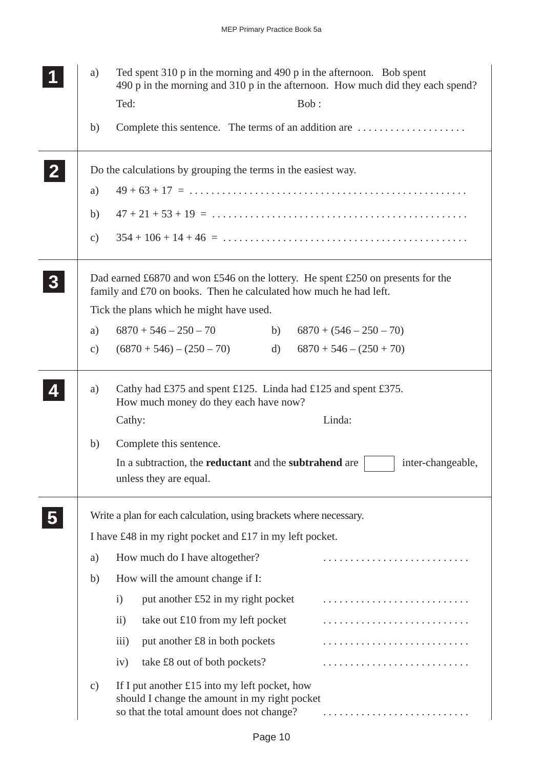**1**

a) Ted spent 310 p in the morning and 490 p in the afternoon. Bob spent 490 p in the morning and 310 p in the afternoon. How much did they each spend?

Ted: Bob :

b) Complete this sentence. The terms of an addition are . . . . . . . . . . . . . . . . . . . .

---

**2**

Do the calculations by grouping the terms in the easiest way.

a) $49 + 63 + 17 =$ . . . . . . . . . . . . . . . . . . . . . . . . . . . . . . . . . . . . . . . . . . . . . . . . . .

b) $47 + 21 + 53 + 19 =$ . . . . . . . . . . . . . . . . . . . . . . . . . . . . . . . . . . . . . . . . . . . . . . .

c) $354 + 106 + 14 + 46 =$ . . . . . . . . . . . . . . . . . . . . . . . . . . . . . . . . . . . . . . . . . . . . .

---

**3**

Dad earned £6870 and won £546 on the lottery. He spent £250 on presents for the family and £70 on books. Then he calculated how much he had left.

Tick the plans which he might have used.

a) $6870 + 546 - 250 - 70$

b) $6870 + (546 - 250 - 70)$

c) $(6870 + 546) - (250 - 70)$

d) $6870 + 546 - (250 + 70)$

---

**4**

a) Cathy had £375 and spent £125. Linda had £125 and spent £375. How much money do they each have now?

Cathy: Linda:

b) Complete this sentence.

In a subtraction, the **reductant** and the **subtrahend** are [ ] inter-changeable, unless they are equal.

---

**5**

Write a plan for each calculation, using brackets where necessary.

I have £48 in my right pocket and £17 in my left pocket.

a) How much do I have altogether? . . . . . . . . . . . . . . . . . . . . . . . . . . .

b) How will the amount change if I:

i) put another £52 in my right pocket . . . . . . . . . . . . . . . . . . . . . . . . . . .

ii) take out £10 from my left pocket . . . . . . . . . . . . . . . . . . . . . . . . . . .

iii) put another £8 in both pockets . . . . . . . . . . . . . . . . . . . . . . . . . . .

iv) take £8 out of both pockets? . . . . . . . . . . . . . . . . . . . . . . . . . . .

c) If I put another £15 into my left pocket, how should I change the amount in my right pocket so that the total amount does not change? . . . . . . . . . . . . . . . . . . . . . . . . . . .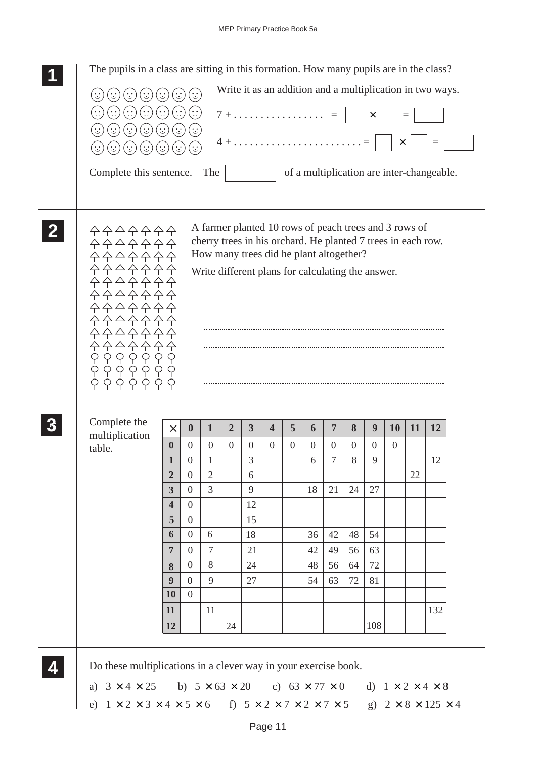**1**

The pupils in a class are sitting in this formation. How many pupils are in the class?

Write it as an addition and a multiplication in two ways.

7 + . . . . . . . . . . . . . . . . = ☐ × ☐ = ☐

4 + . . . . . . . . . . . . . . . . . . . . . . . = ☐ × ☐ = ☐

Complete this sentence. The ☐ of a multiplication are inter-changeable.

**2**

A farmer planted 10 rows of peach trees and 3 rows of cherry trees in his orchard. He planted 7 trees in each row. How many trees did he plant altogether?

Write different plans for calculating the answer.

........................................................................................................

........................................................................................................

........................................................................................................

........................................................................................................

........................................................................................................

........................................................................................................

**3**

Complete the multiplication table.

| × | 0 | 1 | 2 | 3 | 4 | 5 | 6 | 7 | 8 | 9 | 10 | 11 | 12 |
|---|---|---|---|---|---|---|---|---|---|---|---|---|---|
| **0** | 0 | 0 | 0 | 0 | 0 | 0 | 0 | 0 | 0 | 0 | 0 | | |
| **1** | 0 | 1 | | 3 | | | 6 | 7 | 8 | 9 | | | 12 |
| **2** | 0 | 2 | | 6 | | | | | | | | 22 | |
| **3** | 0 | 3 | | 9 | | | 18 | 21 | 24 | 27 | | | |
| **4** | 0 | | | 12 | | | | | | | | | |
| **5** | 0 | | | 15 | | | | | | | | | |
| **6** | 0 | 6 | | 18 | | | 36 | 42 | 48 | 54 | | | |
| **7** | 0 | 7 | | 21 | | | 42 | 49 | 56 | 63 | | | |
| **8** | 0 | 8 | | 24 | | | 48 | 56 | 64 | 72 | | | |
| **9** | 0 | 9 | | 27 | | | 54 | 63 | 72 | 81 | | | |
| **10** | 0 | | | | | | | | | | | | |
| **11** | | 11 | | | | | | | | | | | 132 |
| **12** | | | 24 | | | | | | | 108 | | | |

**4**

Do these multiplications in a clever way in your exercise book.

a) $3 \times 4 \times 25$  b) $5 \times 63 \times 20$  c) $63 \times 77 \times 0$  d) $1 \times 2 \times 4 \times 8$

e) $1 \times 2 \times 3 \times 4 \times 5 \times 6$  f) $5 \times 2 \times 7 \times 2 \times 7 \times 5$  g) $2 \times 8 \times 125 \times 4$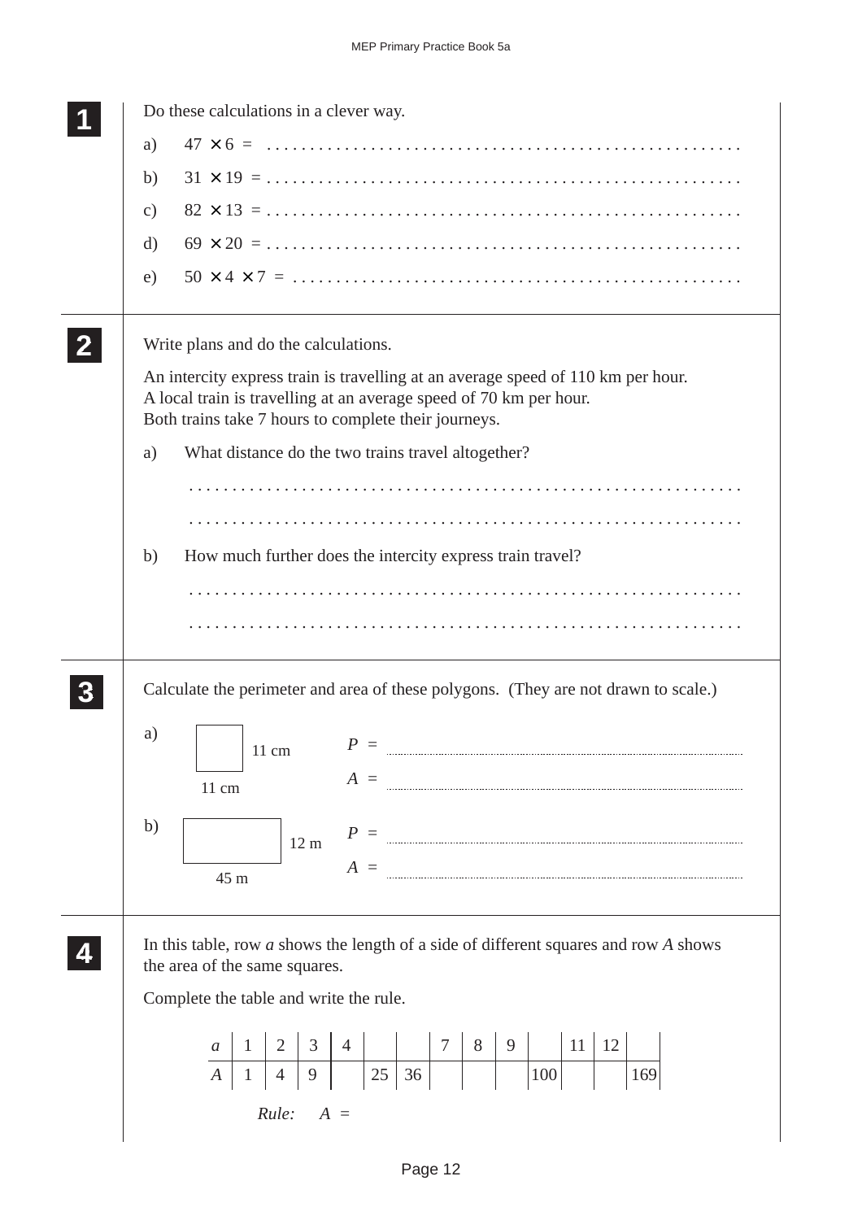**1** Do these calculations in a clever way.

a) $47 \times 6 =$ ..........

b) $31 \times 19 =$ ..........

c) $82 \times 13 =$ ..........

d) $69 \times 20 =$ ..........

e) $50 \times 4 \times 7 =$ ..........

**2** Write plans and do the calculations.

An intercity express train is travelling at an average speed of 110 km per hour.
A local train is travelling at an average speed of 70 km per hour.
Both trains take 7 hours to complete their journeys.

a) What distance do the two trains travel altogether?

..........

..........

b) How much further does the intercity express train travel?

..........

..........

**3** Calculate the perimeter and area of these polygons. (They are not drawn to scale.)

a) 11 cm, 11 cm

$P =$ ..........

$A =$ ..........

b) 12 m, 45 m

$P =$ ..........

$A =$ ..........

**4** In this table, row *a* shows the length of a side of different squares and row *A* shows the area of the same squares.

Complete the table and write the rule.

| | | | | | | | | | | | | | |
|---|---|---|---|---|---|---|---|---|---|---|---|---|---|
| *a* | 1 | 2 | 3 | 4 | | | 7 | 8 | 9 | | 11 | 12 | |
| *A* | 1 | 4 | 9 | | 25 | 36 | | | | 100 | | | 169 |

*Rule:* $A =$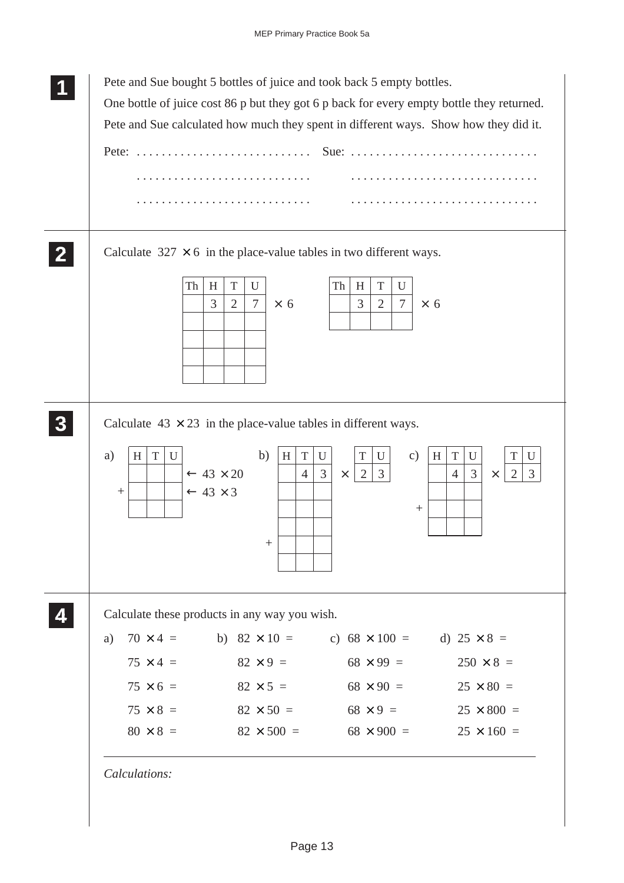**1**

Pete and Sue bought 5 bottles of juice and took back 5 empty bottles.

One bottle of juice cost 86 p but they got 6 p back for every empty bottle they returned.

Pete and Sue calculated how much they spent in different ways. Show how they did it.

Pete: . . . . . . . . . . . . . . . . . . . . . . . . . . . . Sue: . . . . . . . . . . . . . . . . . . . . . . . . . . . . . .

. . . . . . . . . . . . . . . . . . . . . . . . . . . . . . . . . . . . . . . . . . . . . . . . . . . . . . . . . .

. . . . . . . . . . . . . . . . . . . . . . . . . . . . . . . . . . . . . . . . . . . . . . . . . . . . . . . . . .

**2**

Calculate $327 \times 6$ in the place-value tables in two different ways.

| Th | H | T | U | |
|---|---|---|---|---|
| | 3 | 2 | 7 | $\times 6$ |
| | | | | |
| | | | | |
| | | | | |
| | | | | |

| Th | H | T | U | |
|---|---|---|---|---|
| | 3 | 2 | 7 | $\times 6$ |
| | | | | |

**3**

Calculate $43 \times 23$ in the place-value tables in different ways.

a)

| | H | T | U | |
|---|---|---|---|---|
| | | | | ← $43 \times 20$ |
| + | | | | ← $43 \times 3$ |
| | | | | |

b)

| | H | T | U |
|---|---|---|---|
| | | 4 | 3 |
| | | | |
| | | | |
| | | | |
| + | | | |
| | | | |

$\times$

| T | U |
|---|---|
| 2 | 3 |

c)

| | H | T | U |
|---|---|---|---|
| | | 4 | 3 |
| | | | |
| + | | | |
| | | | |

$\times$

| T | U |
|---|---|
| 2 | 3 |

**4**

Calculate these products in any way you wish.

a) $70 \times 4 =$

$75 \times 4 =$

$75 \times 6 =$

$75 \times 8 =$

$80 \times 8 =$

b) $82 \times 10 =$

$82 \times 9 =$

$82 \times 5 =$

$82 \times 50 =$

$82 \times 500 =$

c) $68 \times 100 =$

$68 \times 99 =$

$68 \times 90 =$

$68 \times 9 =$

$68 \times 900 =$

d) $25 \times 8 =$

$250 \times 8 =$

$25 \times 80 =$

$25 \times 800 =$

$25 \times 160 =$

*Calculations:*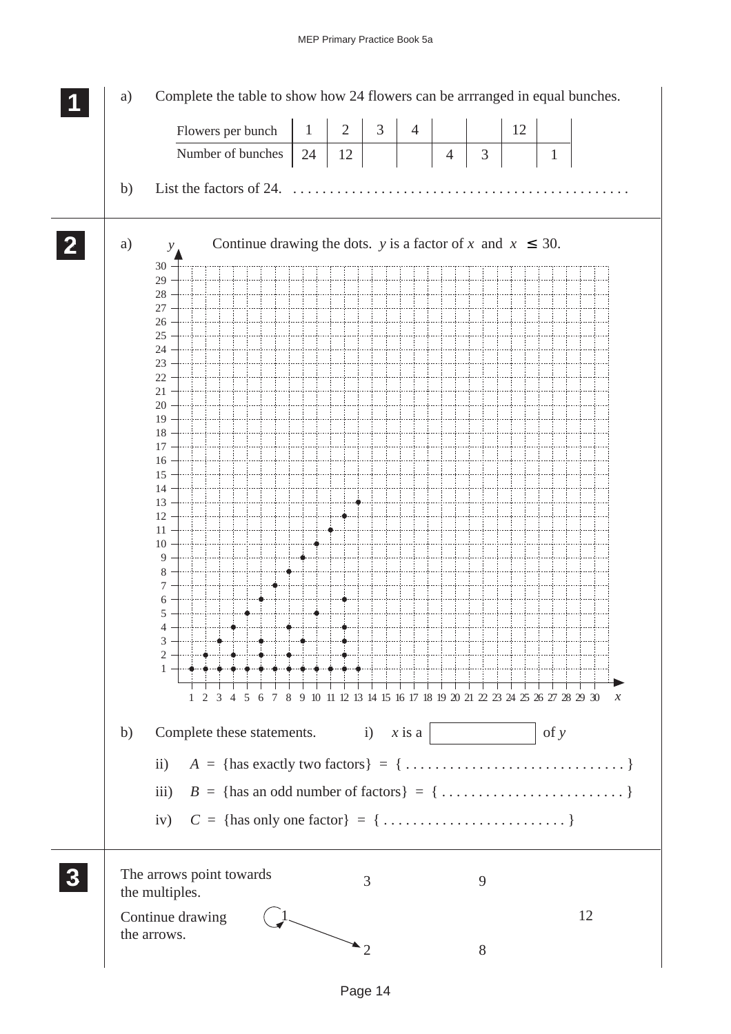**1**

a) Complete the table to show how 24 flowers can be arrranged in equal bunches.

| Flowers per bunch | 1 | 2 | 3 | 4 | | | 12 | |
|---|---|---|---|---|---|---|---|---|
| Number of bunches | 24 | 12 | | | 4 | 3 | | 1 |

b) List the factors of 24. . . . . . . . . . . . . . . . . . . . . . . . . . . . . . . . . . . . . . . . . . . . . . .

**2**

a) Continue drawing the dots. $y$ is a factor of $x$ and $x \leq 30$.

y

30
29
28
27
26
25
24
23
22
21
20
19
18
17
16
15
14
13
12
11
10
9
8
7
6
5
4
3
2
1

1 2 3 4 5 6 7 8 9 10 11 12 13 14 15 16 17 18 19 20 21 22 23 24 25 26 27 28 29 30 x

b) Complete these statements. i) $x$ is a [ ] of $y$

ii) $A$ = {has exactly two factors} = { . . . . . . . . . . . . . . . . . . . . . . . . . . . . . }

iii) $B$ = {has an odd number of factors} = { . . . . . . . . . . . . . . . . . . . . . . . . . }

iv) $C$ = {has only one factor} = { . . . . . . . . . . . . . . . . . . . . . . . . . }

**3**

The arrows point towards the multiples.

Continue drawing the arrows.

3 9

1 12

2 8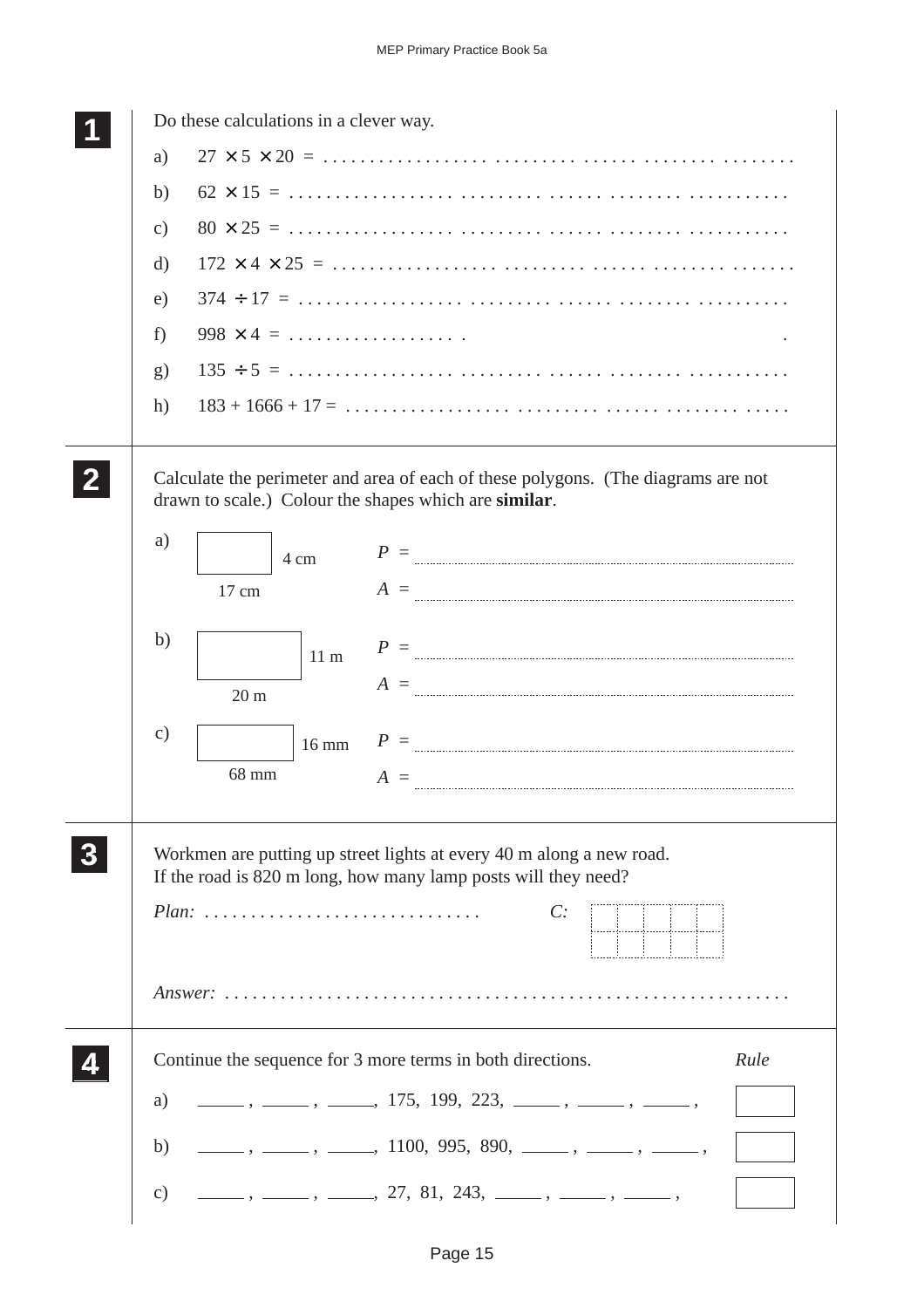**1**

Do these calculations in a clever way.

a) $27 \times 5 \times 20$ = . . . . . . . . . . . . . . . . . . . . . . . . . . . . . . . . . . . . . . . . . . . . . . . . . .

b) $62 \times 15$ = . . . . . . . . . . . . . . . . . . . . . . . . . . . . . . . . . . . . . . . . . . . . . . . . . .

c) $80 \times 25$ = . . . . . . . . . . . . . . . . . . . . . . . . . . . . . . . . . . . . . . . . . . . . . . . . . .

d) $172 \times 4 \times 25$ = . . . . . . . . . . . . . . . . . . . . . . . . . . . . . . . . . . . . . . . . . . . . . . .

e) $374 \div 17$ = . . . . . . . . . . . . . . . . . . . . . . . . . . . . . . . . . . . . . . . . . . . . . . . . . .

f) $998 \times 4$ = . . . . . . . . . . . . . . . . . .

g) $135 \div 5$ = . . . . . . . . . . . . . . . . . . . . . . . . . . . . . . . . . . . . . . . . . . . . . . . . . .

h) $183 + 1666 + 17$ = . . . . . . . . . . . . . . . . . . . . . . . . . . . . . . . . . . . . . . . . . . . . . . .

**2**

Calculate the perimeter and area of each of these polygons. (The diagrams are not drawn to scale.) Colour the shapes which are **similar**.

a) Rectangle: 17 cm by 4 cm

$P$ = ..............................

$A$ = ..............................

b) Rectangle: 20 m by 11 m

$P$ = ..............................

$A$ = ..............................

c) Rectangle: 68 mm by 16 mm

$P$ = ..............................

$A$ = ..............................

**3**

Workmen are putting up street lights at every 40 m along a new road.
If the road is 820 m long, how many lamp posts will they need?

*Plan:* . . . . . . . . . . . . . . . . . . . . . . . . . . . . . .   *C:*

*Answer:* . . . . . . . . . . . . . . . . . . . . . . . . . . . . . . . . . . . . . . . . . . . . . . . . . . . . . . . . . . . .

**4**

Continue the sequence for 3 more terms in both directions. *Rule*

a) ____ , ____ , ____, 175, 199, 223, ____ , ____ , ____ ,

b) ____ , ____ , ____, 1100, 995, 890, ____ , ____ , ____ ,

c) ____ , ____ , ____, 27, 81, 243, ____ , ____ , ____ ,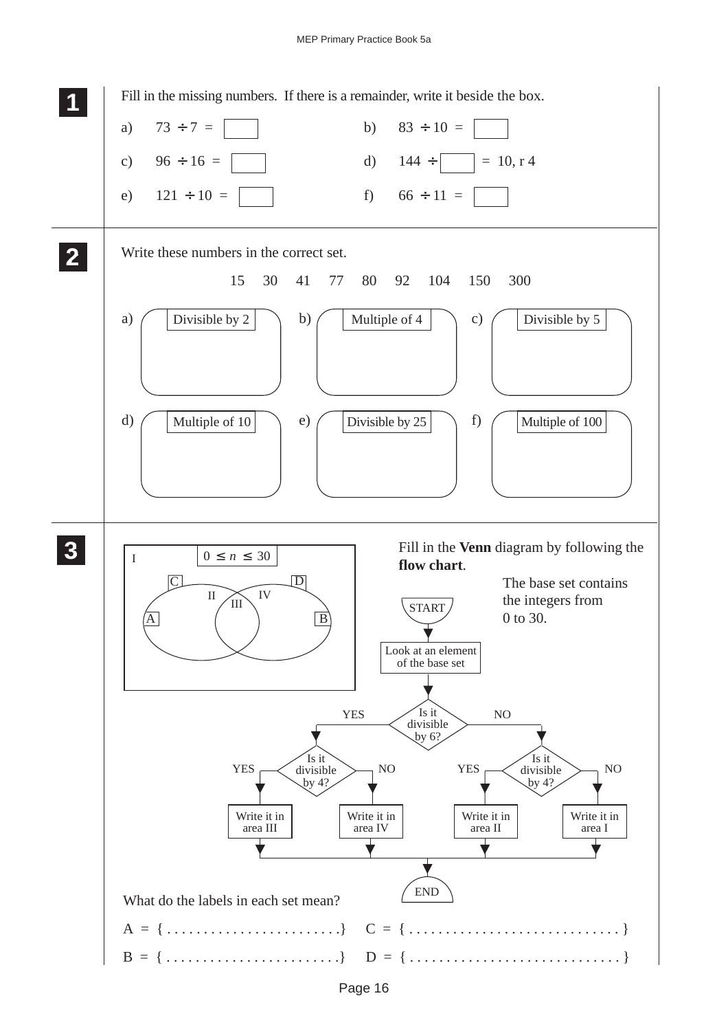**1**

Fill in the missing numbers. If there is a remainder, write it beside the box.

a) $73 \div 7 = \square$

b) $83 \div 10 = \square$

c) $96 \div 16 = \square$

d) $144 \div \square = 10$, r 4

e) $121 \div 10 = \square$

f) $66 \div 11 = \square$

**2**

Write these numbers in the correct set.

15 30 41 77 80 92 104 150 300

a) Divisible by 2

b) Multiple of 4

c) Divisible by 5

d) Multiple of 10

e) Divisible by 25

f) Multiple of 100

**3**

Fill in the **Venn** diagram by following the **flow chart**.

The base set contains the integers from 0 to 30.

I

$0 \le n \le 30$

C D

II III IV

A B

START

Look at an element of the base set

Is it divisible by 6?

YES NO

Is it divisible by 4?

YES NO

Write it in area III

Write it in area IV

Is it divisible by 4?

YES NO

Write it in area II

Write it in area I

END

What do the labels in each set mean?

A = { . . . . . . . . . . . . . . . . . . . . . . . . }  C = { . . . . . . . . . . . . . . . . . . . . . . . . . . . . . }

B = { . . . . . . . . . . . . . . . . . . . . . . . . }  D = { . . . . . . . . . . . . . . . . . . . . . . . . . . . . . }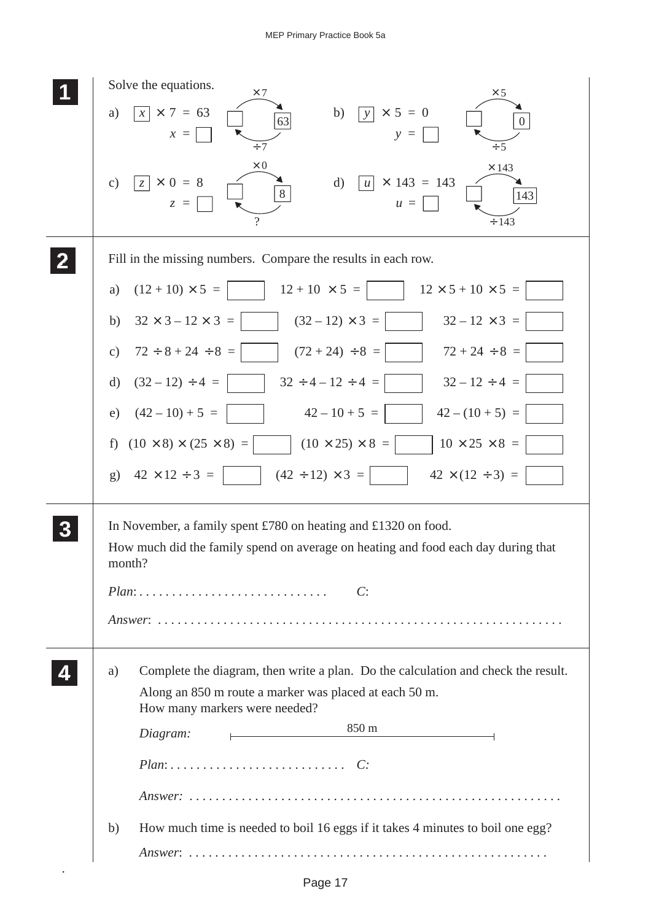**1** Solve the equations.

a) $\boxed{x} \times 7 = 63$ &nbsp;&nbsp; $x = \square$

$\square \xrightarrow{\times 7} \boxed{63}$, $\boxed{63} \xrightarrow{\div 7} \square$

b) $\boxed{y} \times 5 = 0$ &nbsp;&nbsp; $y = \square$

$\square \xrightarrow{\times 5} \boxed{0}$, $\boxed{0} \xrightarrow{\div 5} \square$

c) $\boxed{z} \times 0 = 8$ &nbsp;&nbsp; $z = \square$

$\square \xrightarrow{\times 0} \boxed{8}$, $\boxed{8} \xrightarrow{?} \square$

d) $\boxed{u} \times 143 = 143$ &nbsp;&nbsp; $u = \square$

$\square \xrightarrow{\times 143} \boxed{143}$, $\boxed{143} \xrightarrow{\div 143} \square$

**2** Fill in the missing numbers. Compare the results in each row.

a) $(12 + 10) \times 5 = \square$ &nbsp;&nbsp; $12 + 10 \times 5 = \square$ &nbsp;&nbsp; $12 \times 5 + 10 \times 5 = \square$

b) $32 \times 3 - 12 \times 3 = \square$ &nbsp;&nbsp; $(32 - 12) \times 3 = \square$ &nbsp;&nbsp; $32 - 12 \times 3 = \square$

c) $72 \div 8 + 24 \div 8 = \square$ &nbsp;&nbsp; $(72 + 24) \div 8 = \square$ &nbsp;&nbsp; $72 + 24 \div 8 = \square$

d) $(32 - 12) \div 4 = \square$ &nbsp;&nbsp; $32 \div 4 - 12 \div 4 = \square$ &nbsp;&nbsp; $32 - 12 \div 4 = \square$

e) $(42 - 10) + 5 = \square$ &nbsp;&nbsp; $42 - 10 + 5 = \square$ &nbsp;&nbsp; $42 - (10 + 5) = \square$

f) $(10 \times 8) \times (25 \times 8) = \square$ &nbsp;&nbsp; $(10 \times 25) \times 8 = \square$ &nbsp;&nbsp; $10 \times 25 \times 8 = \square$

g) $42 \times 12 \div 3 = \square$ &nbsp;&nbsp; $(42 \div 12) \times 3 = \square$ &nbsp;&nbsp; $42 \times (12 \div 3) = \square$

**3** In November, a family spent £780 on heating and £1320 on food.

How much did the family spend on average on heating and food each day during that month?

*Plan*: . . . . . . . . . . . . . . . . . . . . . . . . . . . . . &nbsp;&nbsp; *C*:

*Answer*: . . . . . . . . . . . . . . . . . . . . . . . . . . . . . . . . . . . . . . . . . . . . . . . . . . . . . . . . . . . . .

**4** a) Complete the diagram, then write a plan. Do the calculation and check the result.

Along an 850 m route a marker was placed at each 50 m.
How many markers were needed?

*Diagram:* 850 m

*Plan*: . . . . . . . . . . . . . . . . . . . . . . . . . . . &nbsp;&nbsp; *C:*

*Answer:* . . . . . . . . . . . . . . . . . . . . . . . . . . . . . . . . . . . . . . . . . . . . . . . . . . . . . . . . . .

b) How much time is needed to boil 16 eggs if it takes 4 minutes to boil one egg?

*Answer*: . . . . . . . . . . . . . . . . . . . . . . . . . . . . . . . . . . . . . . . . . . . . . . . . . . . . . . .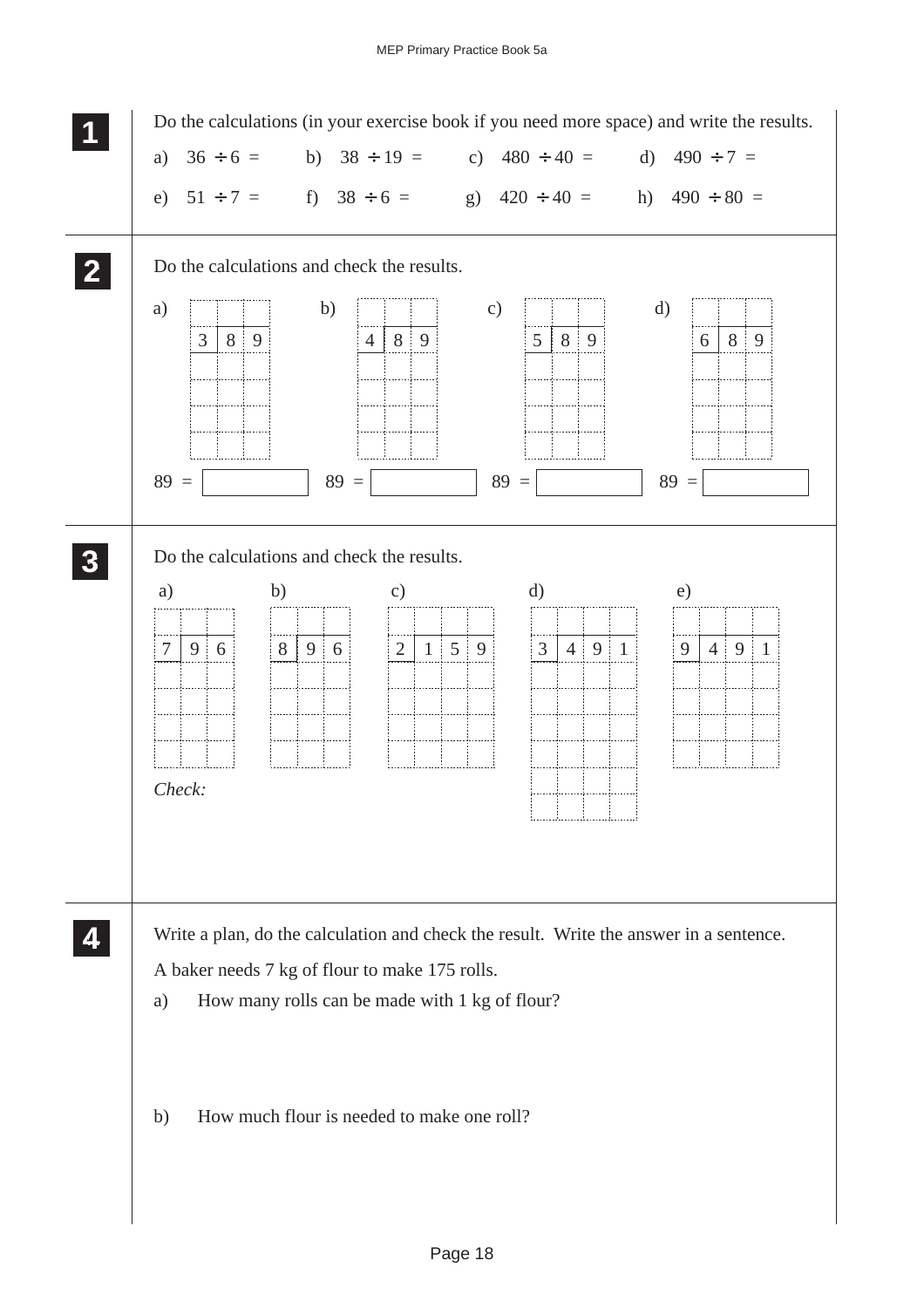**1** Do the calculations (in your exercise book if you need more space) and write the results.

a) $36 \div 6 =$ b) $38 \div 19 =$ c) $480 \div 40 =$ d) $490 \div 7 =$

e) $51 \div 7 =$ f) $38 \div 6 =$ g) $420 \div 40 =$ h) $490 \div 80 =$

**2** Do the calculations and check the results.

a) 3 | 8 9 b) 4 | 8 9 c) 5 | 8 9 d) 6 | 8 9

89 = 89 = 89 = 89 =

**3** Do the calculations and check the results.

a) 7 | 9 6 b) 8 | 9 6 c) 2 | 1 5 9 d) 3 | 4 9 1 e) 9 | 4 9 1

*Check:*

**4** Write a plan, do the calculation and check the result. Write the answer in a sentence.

A baker needs 7 kg of flour to make 175 rolls.

a) How many rolls can be made with 1 kg of flour?

b) How much flour is needed to make one roll?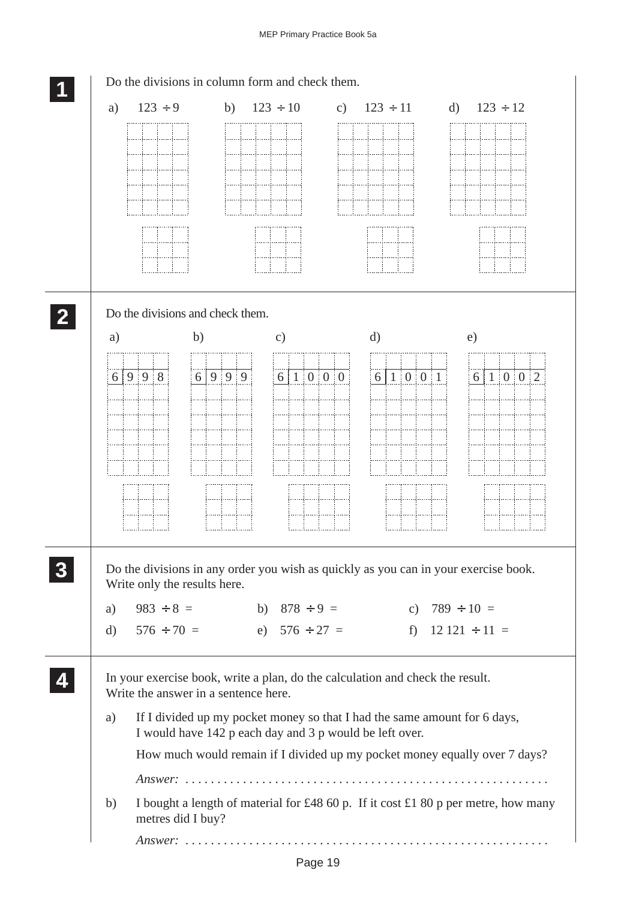**1** Do the divisions in column form and check them.

a) $123 \div 9$ b) $123 \div 10$ c) $123 \div 11$ d) $123 \div 12$

**2** Do the divisions and check them.

a) 6 | 9 9 8

b) 6 | 9 9 9

c) 6 | 1 0 0 0

d) 6 | 1 0 0 1

e) 6 | 1 0 0 2

**3** Do the divisions in any order you wish as quickly as you can in your exercise book. Write only the results here.

a) $983 \div 8 =$ b) $878 \div 9 =$ c) $789 \div 10 =$

d) $576 \div 70 =$ e) $576 \div 27 =$ f) $12\,121 \div 11 =$

**4** In your exercise book, write a plan, do the calculation and check the result. Write the answer in a sentence here.

a) If I divided up my pocket money so that I had the same amount for 6 days, I would have 142 p each day and 3 p would be left over.

How much would remain if I divided up my pocket money equally over 7 days?

*Answer:* . . . . . . . . . . . . . . . . . . . . . . . . . . . . . . . . . . . . . . . . . . . . . . . . . . . . . . . .

b) I bought a length of material for £48 60 p. If it cost £1 80 p per metre, how many metres did I buy?

*Answer:* . . . . . . . . . . . . . . . . . . . . . . . . . . . . . . . . . . . . . . . . . . . . . . . . . . . . . . . .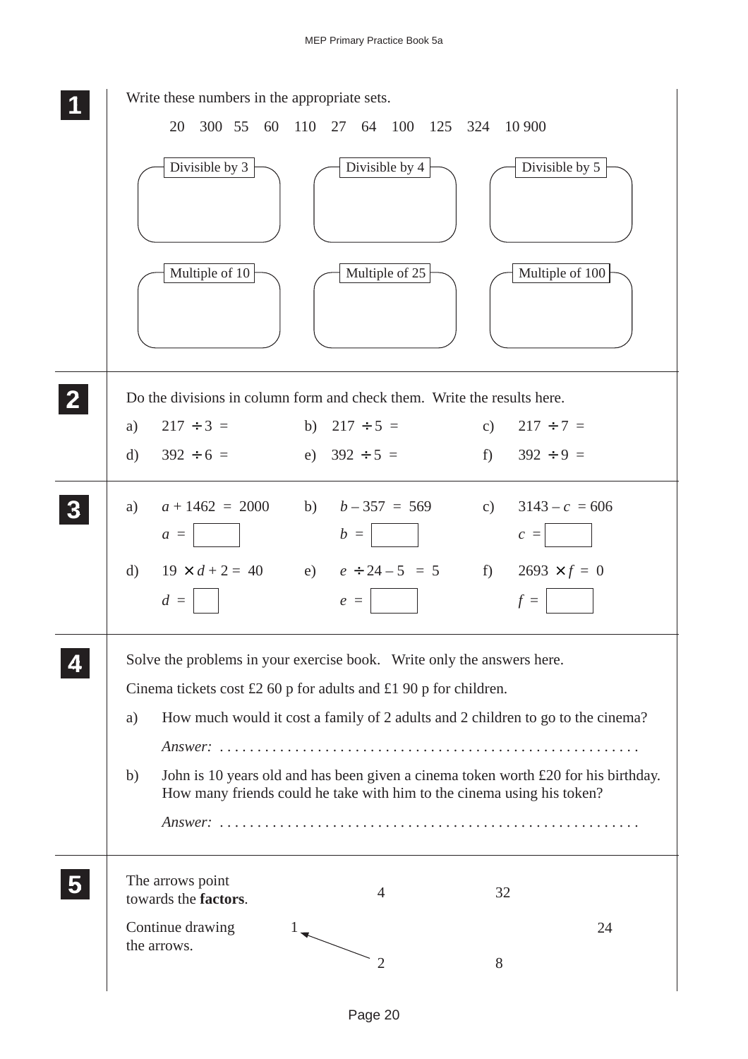**1** Write these numbers in the appropriate sets.

20  300  55  60  110  27  64  100  125  324  10 900

Divisible by 3

Divisible by 4

Divisible by 5

Multiple of 10

Multiple of 25

Multiple of 100

**2** Do the divisions in column form and check them. Write the results here.

a) $217 \div 3 =$  b) $217 \div 5 =$  c) $217 \div 7 =$

d) $392 \div 6 =$  e) $392 \div 5 =$  f) $392 \div 9 =$

**3**

a) $a + 1462 = 2000$  $a =$ ☐

b) $b - 357 = 569$  $b =$ ☐

c) $3143 - c = 606$  $c =$ ☐

d) $19 \times d + 2 = 40$  $d =$ ☐

e) $e \div 24 - 5 = 5$  $e =$ ☐

f) $2693 \times f = 0$  $f =$ ☐

**4** Solve the problems in your exercise book. Write only the answers here.

Cinema tickets cost £2 60 p for adults and £1 90 p for children.

a) How much would it cost a family of 2 adults and 2 children to go to the cinema?

*Answer:* .........................................................

b) John is 10 years old and has been given a cinema token worth £20 for his birthday. How many friends could he take with him to the cinema using his token?

*Answer:* .........................................................

**5** The arrows point towards the **factors**.

Continue drawing the arrows.

4  32  1  24  2  8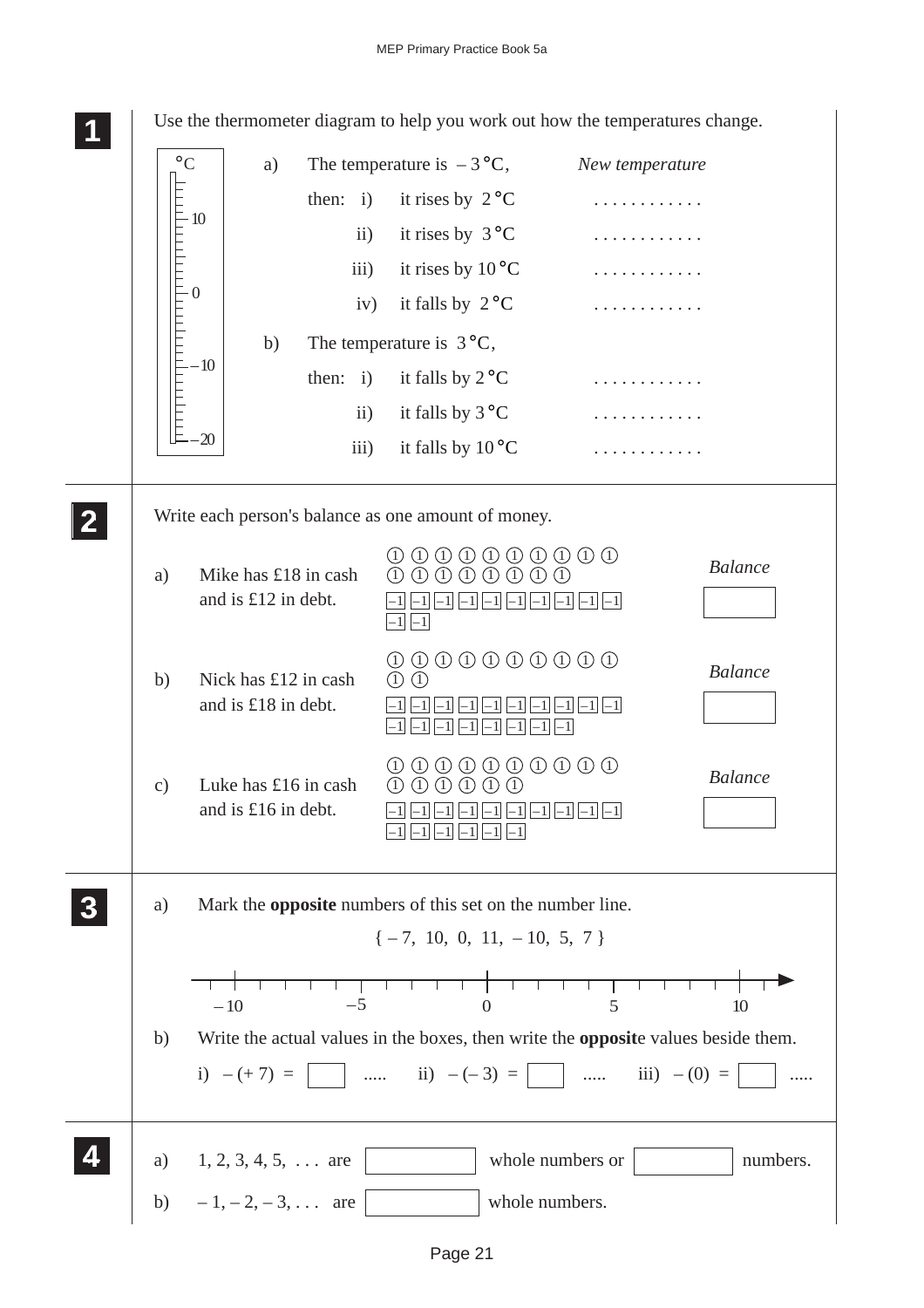**1** Use the thermometer diagram to help you work out how the temperatures change.

°C
10
0
–10
–20

a) The temperature is $-3\,°C$, *New temperature*

then: i) it rises by $2\,°C$ . . . . . . . . . . .

ii) it rises by $3\,°C$ . . . . . . . . . . .

iii) it rises by $10\,°C$ . . . . . . . . . . .

iv) it falls by $2\,°C$ . . . . . . . . . . .

b) The temperature is $3\,°C$,

then: i) it falls by $2\,°C$ . . . . . . . . . . .

ii) it falls by $3\,°C$ . . . . . . . . . . .

iii) it falls by $10\,°C$ . . . . . . . . . . .

---

**2** Write each person's balance as one amount of money.

a) Mike has £18 in cash and is £12 in debt.

① ① ① ① ① ① ① ① ① ①
① ① ① ① ① ① ① ①
–1 –1 –1 –1 –1 –1 –1 –1 –1 –1
–1 –1

*Balance* [ ]

b) Nick has £12 in cash and is £18 in debt.

① ① ① ① ① ① ① ① ① ①
① ①
–1 –1 –1 –1 –1 –1 –1 –1 –1 –1
–1 –1 –1 –1 –1 –1 –1 –1

*Balance* [ ]

c) Luke has £16 in cash and is £16 in debt.

① ① ① ① ① ① ① ① ① ①
① ① ① ① ① ①
–1 –1 –1 –1 –1 –1 –1 –1 –1 –1
–1 –1 –1 –1 –1 –1

*Balance* [ ]

---

**3** a) Mark the **opposite** numbers of this set on the number line.

$\{-7,\ 10,\ 0,\ 11,\ -10,\ 5,\ 7\}$

–10 –5 0 5 10

b) Write the actual values in the boxes, then write the **opposit**e values beside them.

i) $-(+7) =$ [ ] ..... ii) $-(-3) =$ [ ] ..... iii) $-(0) =$ [ ] .....

---

**4** a) 1, 2, 3, 4, 5, . . . are [ ] whole numbers or [ ] numbers.

b) $-1, -2, -3, \ldots$ are [ ] whole numbers.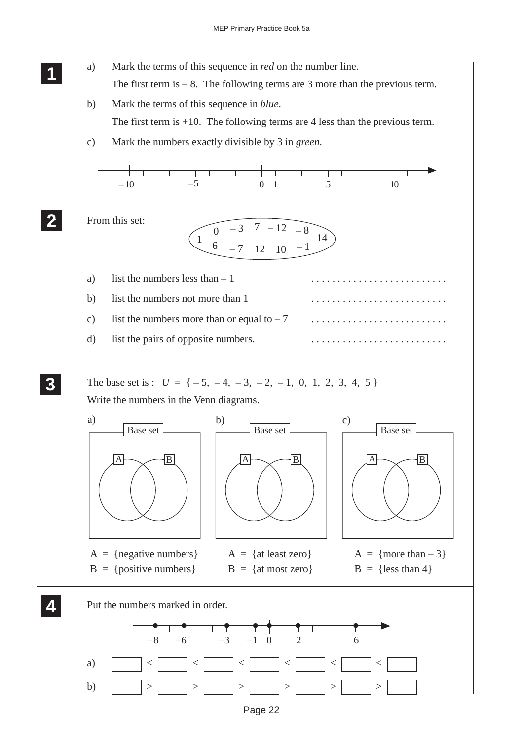**1**

a) Mark the terms of this sequence in *red* on the number line.

The first term is – 8. The following terms are 3 more than the previous term.

b) Mark the terms of this sequence in *blue*.

The first term is +10. The following terms are 4 less than the previous term.

c) Mark the numbers exactly divisible by 3 in *green*.

– 10    – 5    0  1    5    10

**2**

From this set: { 0, – 3, 7, – 12, – 8, 1, 14, 6, – 7, 12, 10, – 1 }

a) list the numbers less than – 1 . . . . . . . . . . . . . . . . . . . . . . . . .

b) list the numbers not more than 1 . . . . . . . . . . . . . . . . . . . . . . . . .

c) list the numbers more than or equal to – 7 . . . . . . . . . . . . . . . . . . . . . . . . .

d) list the pairs of opposite numbers. . . . . . . . . . . . . . . . . . . . . . . . . .

**3**

The base set is : $U$ = { – 5, – 4, – 3, – 2, – 1, 0, 1, 2, 3, 4, 5 }

Write the numbers in the Venn diagrams.

a) Base set, A, B

A = {negative numbers}
B = {positive numbers}

b) Base set, A, B

A = {at least zero}
B = {at most zero}

c) Base set, A, B

A = {more than – 3}
B = {less than 4}

**4**

Put the numbers marked in order.

– 8    – 6    – 3    – 1  0    2    6

a) ☐ < ☐ < ☐ < ☐ < ☐ < ☐ < ☐

b) ☐ > ☐ > ☐ > ☐ > ☐ > ☐ > ☐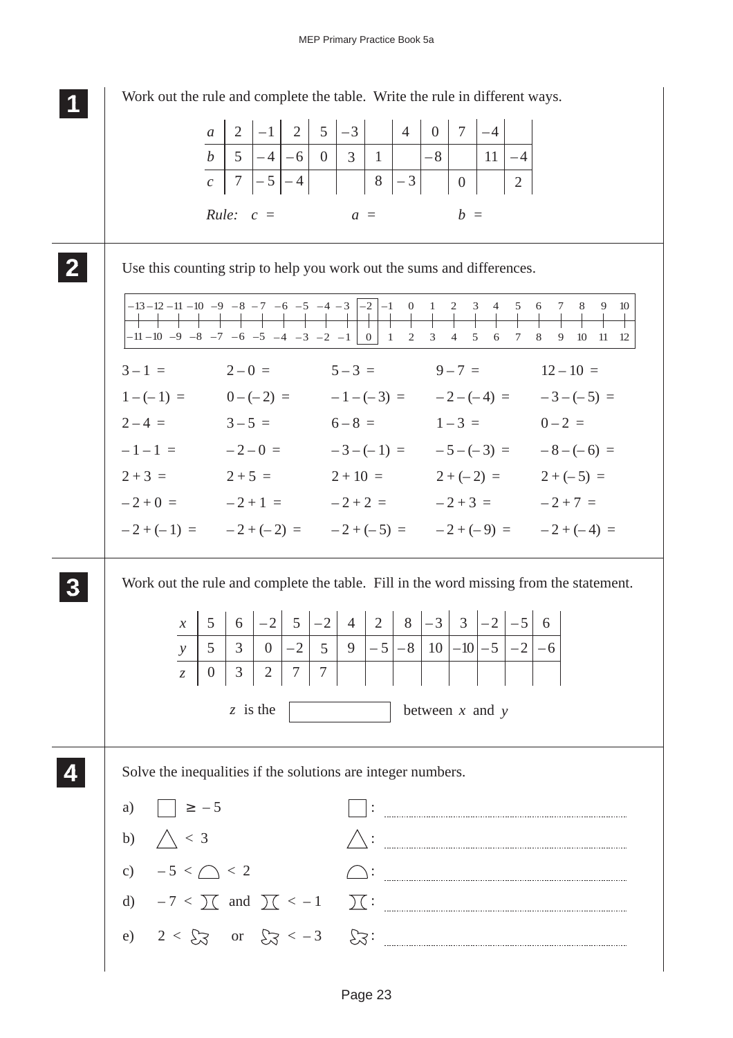**1** Work out the rule and complete the table. Write the rule in different ways.

| | | | | | | | | | | | |
|---|---|---|---|---|---|---|---|---|---|---|---|
| $a$ | 2 | –1 | 2 | 5 | –3 | | 4 | 0 | 7 | –4 | |
| $b$ | 5 | –4 | –6 | 0 | 3 | 1 | | –8 | | 11 | –4 |
| $c$ | 7 | –5 | –4 | | | 8 | –3 | | 0 | | 2 |

*Rule:* $c$ = $a$ = $b$ =

**2** Use this counting strip to help you work out the sums and differences.

–13 –12 –11 –10 –9 –8 –7 –6 –5 –4 –3 –2 –1 0 1 2 3 4 5 6 7 8 9 10

–11 –10 –9 –8 –7 –6 –5 –4 –3 –2 –1 0 1 2 3 4 5 6 7 8 9 10 11 12

| | | | | |
|---|---|---|---|---|
| 3 – 1 = | 2 – 0 = | 5 – 3 = | 9 – 7 = | 12 – 10 = |
| 1 – (– 1) = | 0 – (– 2) = | – 1 – (– 3) = | – 2 – (– 4) = | – 3 – (– 5) = |
| 2 – 4 = | 3 – 5 = | 6 – 8 = | 1 – 3 = | 0 – 2 = |
| – 1 – 1 = | – 2 – 0 = | – 3 – (– 1) = | – 5 – (– 3) = | – 8 – (– 6) = |
| 2 + 3 = | 2 + 5 = | 2 + 10 = | 2 + (– 2) = | 2 + (– 5) = |
| – 2 + 0 = | – 2 + 1 = | – 2 + 2 = | – 2 + 3 = | – 2 + 7 = |
| – 2 + (– 1) = | – 2 + (– 2) = | – 2 + (– 5) = | – 2 + (– 9) = | – 2 + (– 4) = |

**3** Work out the rule and complete the table. Fill in the word missing from the statement.

| | | | | | | | | | | | | | |
|---|---|---|---|---|---|---|---|---|---|---|---|---|---|
| $x$ | 5 | 6 | –2 | 5 | –2 | 4 | 2 | 8 | –3 | 3 | –2 | –5 | 6 |
| $y$ | 5 | 3 | 0 | –2 | 5 | 9 | –5 | –8 | 10 | –10 | –5 | –2 | –6 |
| $z$ | 0 | 3 | 2 | 7 | 7 | | | | | | | | |

$z$ is the ☐ between $x$ and $y$

**4** Solve the inequalities if the solutions are integer numbers.

a) ☐ ≥ – 5     ☐: ..........

b) △ < 3     △: ..........

c) – 5 < ◠ < 2     ◠: ..........

d) – 7 < ⌶ and ⌶ < – 1     ⌶: ..........

e) 2 < ✿ or ✿ < – 3     ✿: ..........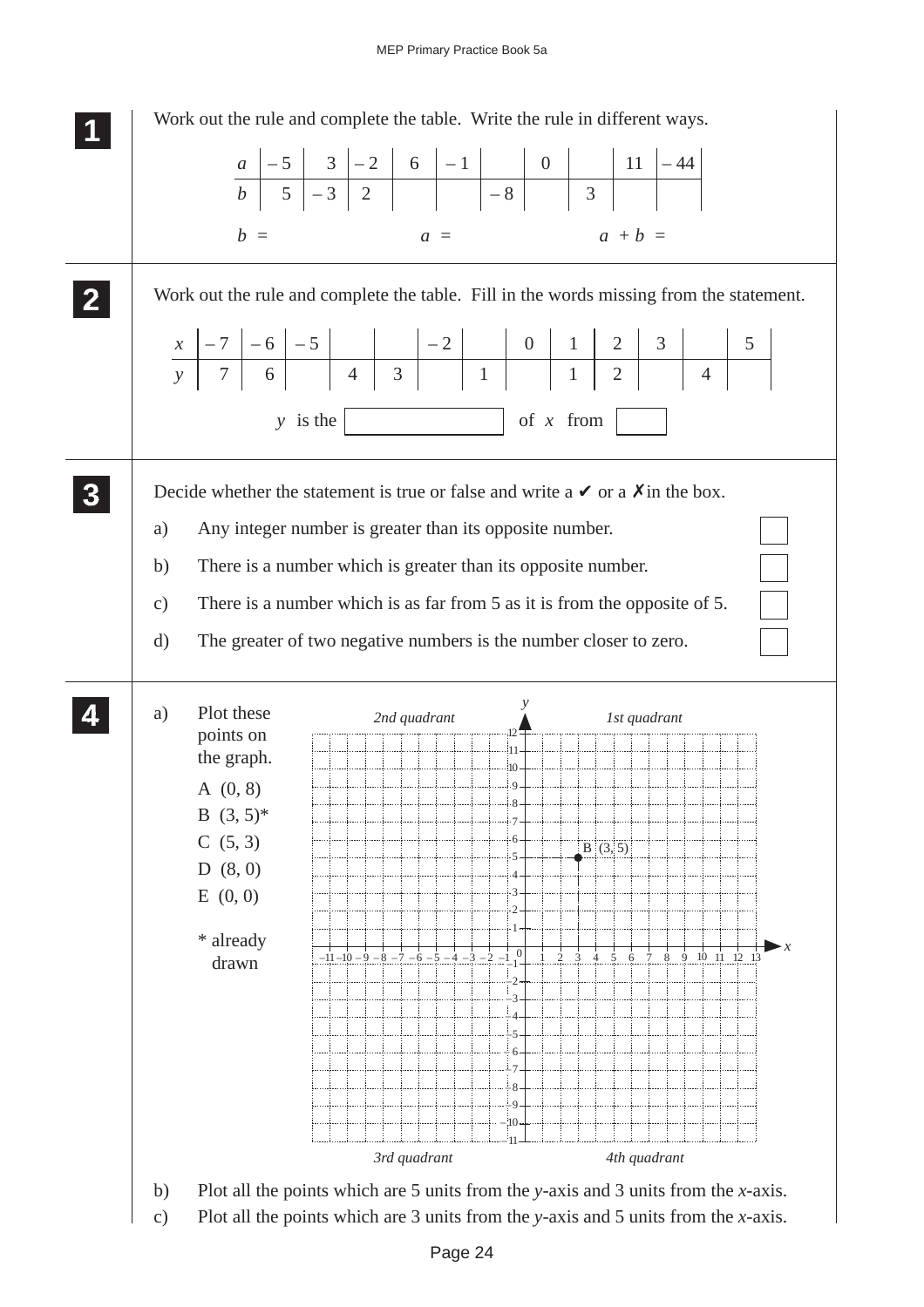**1** Work out the rule and complete the table. Write the rule in different ways.

| | | | | | | | | | | |
|---|---|---|---|---|---|---|---|---|---|---|
| $a$ | $-5$ | $3$ | $-2$ | $6$ | $-1$ | | $0$ | | $11$ | $-44$ |
| $b$ | $5$ | $-3$ | $2$ | | | $-8$ | | $3$ | | |

$b =$ $\qquad\qquad$ $a =$ $\qquad\qquad$ $a + b =$

**2** Work out the rule and complete the table. Fill in the words missing from the statement.

| | | | | | | | | | | | | | |
|---|---|---|---|---|---|---|---|---|---|---|---|---|---|
| $x$ | $-7$ | $-6$ | $-5$ | | | $-2$ | | $0$ | $1$ | $2$ | $3$ | | $5$ |
| $y$ | $7$ | $6$ | | $4$ | $3$ | | $1$ | | $1$ | $2$ | | $4$ | |

$y$ is the ☐ of $x$ from ☐

**3** Decide whether the statement is true or false and write a ✔ or a ✗ in the box.

a) Any integer number is greater than its opposite number. ☐

b) There is a number which is greater than its opposite number. ☐

c) There is a number which is as far from 5 as it is from the opposite of 5. ☐

d) The greater of two negative numbers is the number closer to zero. ☐

**4** a) Plot these points on the graph.

A (0, 8)
B (3, 5)*
C (5, 3)
D (8, 0)
E (0, 0)

\* already drawn

2nd quadrant
1st quadrant
3rd quadrant
4th quadrant
$x$
$y$
B (3, 5)
–11 –10 –9 –8 –7 –6 –5 –4 –3 –2 –1 0 1 2 3 4 5 6 7 8 9 10 11 12 13
12 11 10 9 8 7 6 5 4 3 2 1 –1 –2 –3 –4 –5 –6 –7 –8 –9 –10 –11

b) Plot all the points which are 5 units from the $y$-axis and 3 units from the $x$-axis.

c) Plot all the points which are 3 units from the $y$-axis and 5 units from the $x$-axis.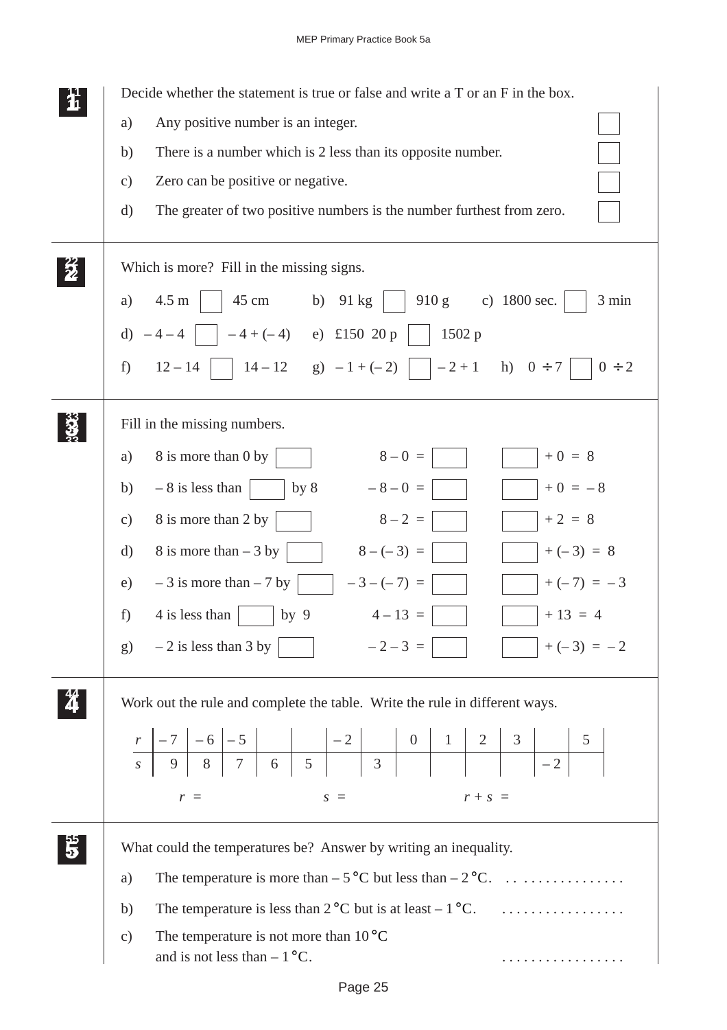**1** Decide whether the statement is true or false and write a T or an F in the box.

a) Any positive number is an integer. ☐

b) There is a number which is 2 less than its opposite number. ☐

c) Zero can be positive or negative. ☐

d) The greater of two positive numbers is the number furthest from zero. ☐

---

**2** Which is more? Fill in the missing signs.

a) 4.5 m ☐ 45 cm  b) 91 kg ☐ 910 g  c) 1800 sec. ☐ 3 min

d) $-4-4$ ☐ $-4+(-4)$  e) £150 20 p ☐ 1502 p

f) $12-14$ ☐ $14-12$  g) $-1+(-2)$ ☐ $-2+1$  h) $0 \div 7$ ☐ $0 \div 2$

---

**3** Fill in the missing numbers.

a) 8 is more than 0 by ☐  $8-0=$ ☐  ☐ $+0=8$

b) $-8$ is less than ☐ by 8  $-8-0=$ ☐  ☐ $+0=-8$

c) 8 is more than 2 by ☐  $8-2=$ ☐  ☐ $+2=8$

d) 8 is more than $-3$ by ☐  $8-(-3)=$ ☐  ☐ $+(-3)=8$

e) $-3$ is more than $-7$ by ☐  $-3-(-7)=$ ☐  ☐ $+(-7)=-3$

f) 4 is less than ☐ by 9  $4-13=$ ☐  ☐ $+13=4$

g) $-2$ is less than 3 by ☐  $-2-3=$ ☐  ☐ $+(-3)=-2$

---

**4** Work out the rule and complete the table. Write the rule in different ways.

| | | | | | | | | | | | | | |
|---|---|---|---|---|---|---|---|---|---|---|---|---|---|
| $r$ | $-7$ | $-6$ | $-5$ | | | $-2$ | | 0 | 1 | 2 | 3 | | 5 |
| $s$ | 9 | 8 | 7 | 6 | 5 | | 3 | | | | | $-2$ | |

$r =$  $s =$  $r + s =$

---

**5** What could the temperatures be? Answer by writing an inequality.

a) The temperature is more than $-5$ °C but less than $-2$ °C. . . . . . . . . . . . . . . . . .

b) The temperature is less than 2 °C but is at least $-1$ °C. . . . . . . . . . . . . . . . . .

c) The temperature is not more than 10 °C and is not less than $-1$ °C. . . . . . . . . . . . . . . . . .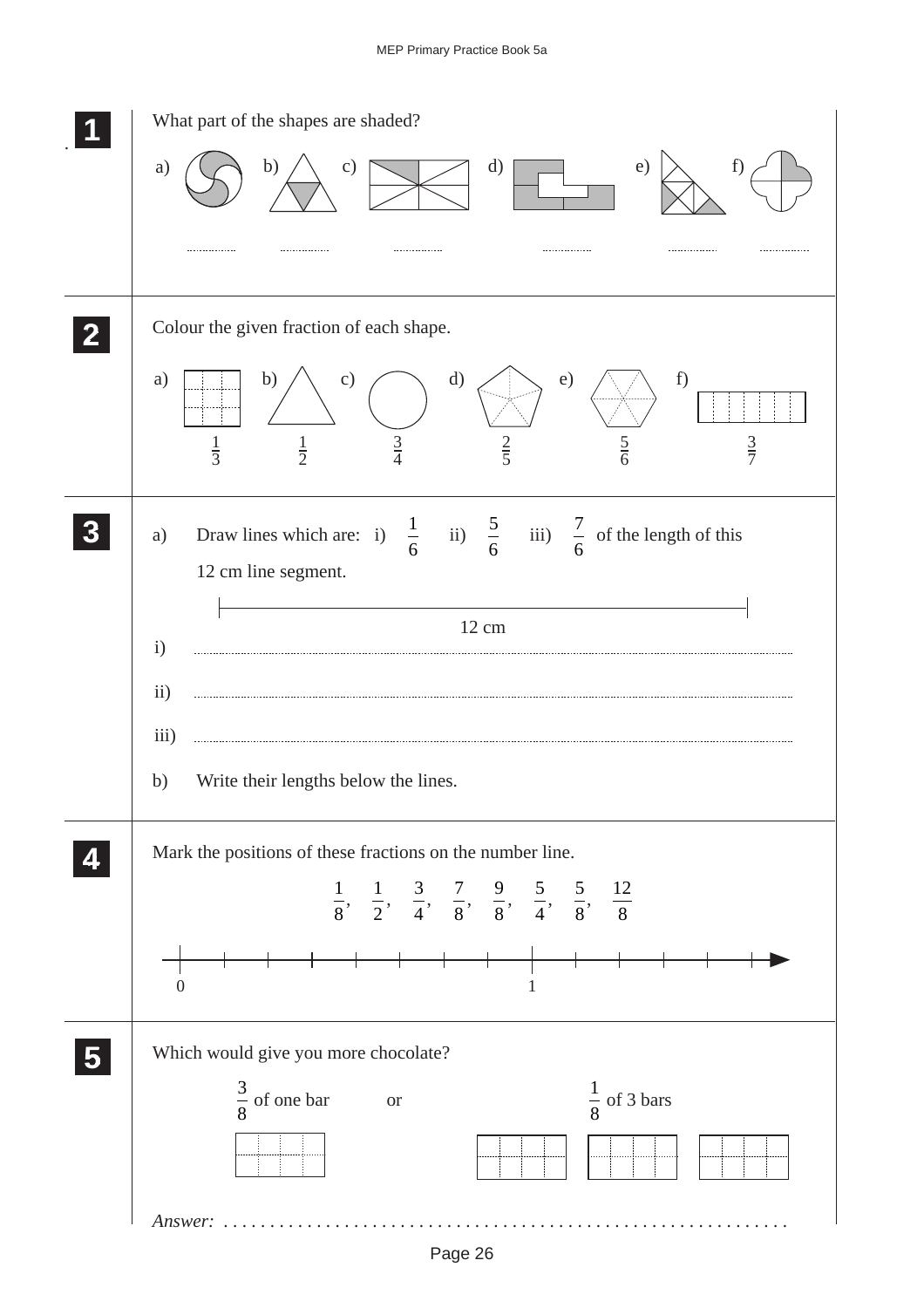**1** What part of the shapes are shaded?

a) ............ b) ............ c) ............ d) ............ e) ............ f) ............

**2** Colour the given fraction of each shape.

a) $\frac{1}{3}$ b) $\frac{1}{2}$ c) $\frac{3}{4}$ d) $\frac{2}{5}$ e) $\frac{5}{6}$ f) $\frac{3}{7}$

**3**

a) Draw lines which are: i) $\frac{1}{6}$ ii) $\frac{5}{6}$ iii) $\frac{7}{6}$ of the length of this 12 cm line segment.

12 cm

i) ..............................................................................

ii) ..............................................................................

iii) ..............................................................................

b) Write their lengths below the lines.

**4** Mark the positions of these fractions on the number line.

$\frac{1}{8}$, $\frac{1}{2}$, $\frac{3}{4}$, $\frac{7}{8}$, $\frac{9}{8}$, $\frac{5}{4}$, $\frac{5}{8}$, $\frac{12}{8}$

0 1

**5** Which would give you more chocolate?

$\frac{3}{8}$ of one bar or $\frac{1}{8}$ of 3 bars

*Answer:* ..............................................................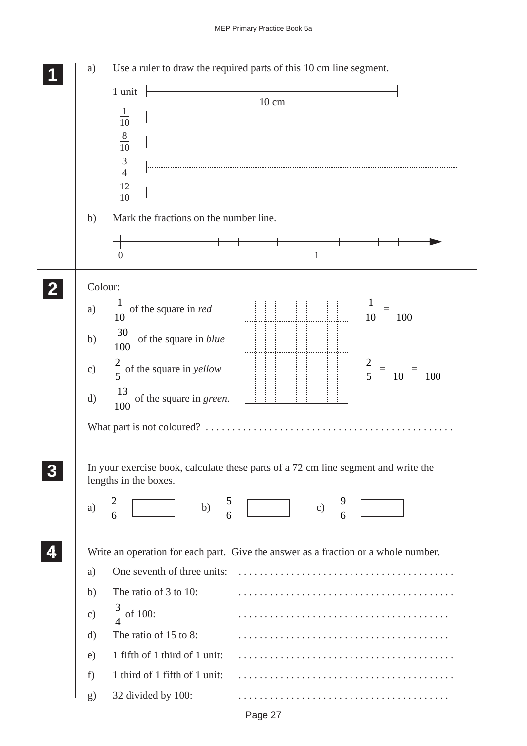**1**

a) Use a ruler to draw the required parts of this 10 cm line segment.

1 unit (10 cm)

$\frac{1}{10}$ ..........................................

$\frac{8}{10}$ ..........................................

$\frac{3}{4}$ ..........................................

$\frac{12}{10}$ ..........................................

b) Mark the fractions on the number line.

0

1

**2**

Colour:

a) $\frac{1}{10}$ of the square in *red*

b) $\frac{30}{100}$ of the square in *blue*

c) $\frac{2}{5}$ of the square in *yellow*

d) $\frac{13}{100}$ of the square in *green.*

$\frac{1}{10} = \frac{\phantom{0}}{100}$

$\frac{2}{5} = \frac{\phantom{0}}{10} = \frac{\phantom{0}}{100}$

What part is not coloured? ..............................................

**3**

In your exercise book, calculate these parts of a 72 cm line segment and write the lengths in the boxes.

a) $\frac{2}{6}$ ☐  b) $\frac{5}{6}$ ☐  c) $\frac{9}{6}$ ☐

**4**

Write an operation for each part. Give the answer as a fraction or a whole number.

a) One seventh of three units: ........................................

b) The ratio of 3 to 10: ........................................

c) $\frac{3}{4}$ of 100: ........................................

d) The ratio of 15 to 8: ........................................

e) 1 fifth of 1 third of 1 unit: ........................................

f) 1 third of 1 fifth of 1 unit: ........................................

g) 32 divided by 100: ........................................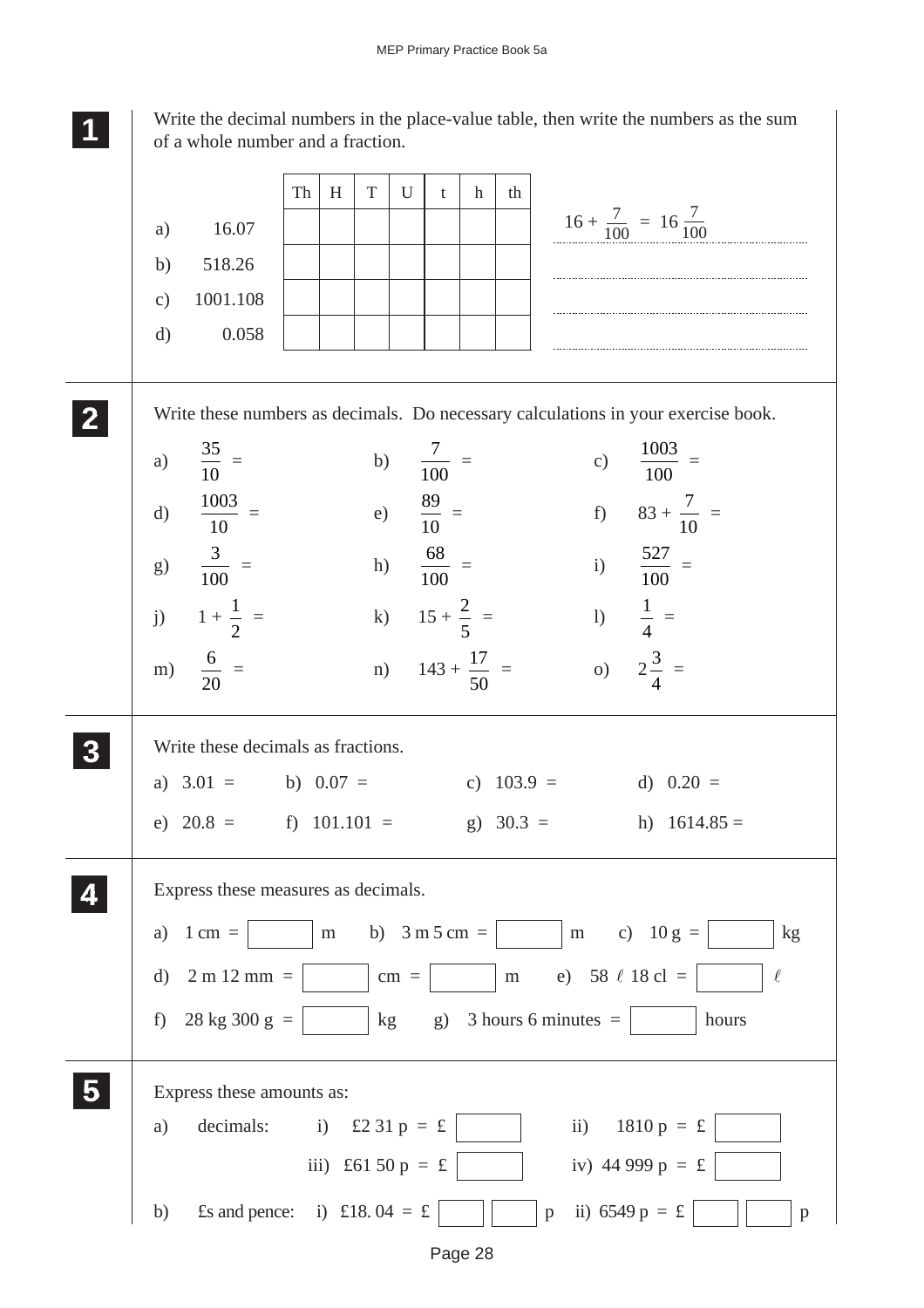**1** Write the decimal numbers in the place-value table, then write the numbers as the sum of a whole number and a fraction.

| | Th | H | T | U | t | h | th | |
|---|---|---|---|---|---|---|---|---|
| a) 16.07 | | | | | | | | $16 + \frac{7}{100} = 16\frac{7}{100}$ |
| b) 518.26 | | | | | | | | ........................ |
| c) 1001.108 | | | | | | | | ........................ |
| d) 0.058 | | | | | | | | ........................ |

**2** Write these numbers as decimals. Do necessary calculations in your exercise book.

a) $\frac{35}{10} =$ b) $\frac{7}{100} =$ c) $\frac{1003}{100} =$

d) $\frac{1003}{10} =$ e) $\frac{89}{10} =$ f) $83 + \frac{7}{10} =$

g) $\frac{3}{100} =$ h) $\frac{68}{100} =$ i) $\frac{527}{100} =$

j) $1 + \frac{1}{2} =$ k) $15 + \frac{2}{5} =$ l) $\frac{1}{4} =$

m) $\frac{6}{20} =$ n) $143 + \frac{17}{50} =$ o) $2\frac{3}{4} =$

**3** Write these decimals as fractions.

a) 3.01 = b) 0.07 = c) 103.9 = d) 0.20 =

e) 20.8 = f) 101.101 = g) 30.3 = h) 1614.85 =

**4** Express these measures as decimals.

a) 1 cm = ☐ m b) 3 m 5 cm = ☐ m c) 10 g = ☐ kg

d) 2 m 12 mm = ☐ cm = ☐ m e) 58 ℓ 18 cl = ☐ ℓ

f) 28 kg 300 g = ☐ kg g) 3 hours 6 minutes = ☐ hours

**5** Express these amounts as:

a) decimals: i) £2 31 p = £ ☐ ii) 1810 p = £ ☐

iii) £61 50 p = £ ☐ iv) 44 999 p = £ ☐

b) £s and pence: i) £18. 04 = £ ☐ ☐ p ii) 6549 p = £ ☐ ☐ p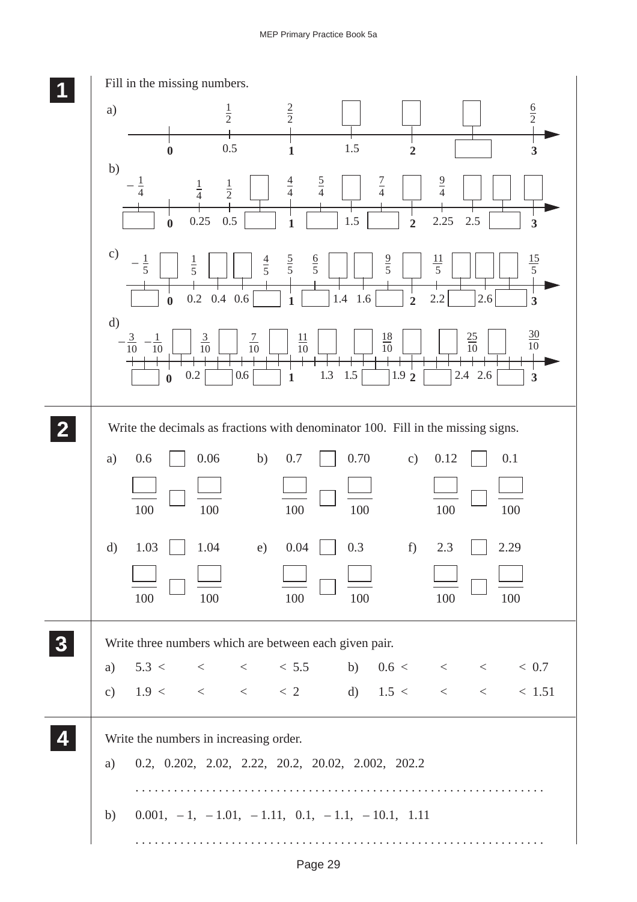**1** Fill in the missing numbers.

a)

$\frac{1}{2}$ $\frac{2}{2}$ $\frac{6}{2}$

0 0.5 1 1.5 2 3

b)

$-\frac{1}{4}$ $\frac{1}{4}$ $\frac{1}{2}$ $\frac{4}{4}$ $\frac{5}{4}$ $\frac{7}{4}$ $\frac{9}{4}$

0 0.25 0.5 1 1.5 2 2.25 2.5 3

c)

$-\frac{1}{5}$ $\frac{1}{5}$ $\frac{4}{5}$ $\frac{5}{5}$ $\frac{6}{5}$ $\frac{9}{5}$ $\frac{11}{5}$ $\frac{15}{5}$

0 0.2 0.4 0.6 1 1.4 1.6 2 2.2 2.6 3

d)

$-\frac{3}{10}$ $-\frac{1}{10}$ $\frac{3}{10}$ $\frac{7}{10}$ $\frac{11}{10}$ $\frac{18}{10}$ $\frac{25}{10}$ $\frac{30}{10}$

0 0.2 0.6 1 1.3 1.5 1.9 2 2.4 2.6 3

**2** Write the decimals as fractions with denominator 100. Fill in the missing signs.

a) 0.6 ☐ 0.06 $\frac{\square}{100}$ ☐ $\frac{\square}{100}$

b) 0.7 ☐ 0.70 $\frac{\square}{100}$ ☐ $\frac{\square}{100}$

c) 0.12 ☐ 0.1 $\frac{\square}{100}$ ☐ $\frac{\square}{100}$

d) 1.03 ☐ 1.04 $\frac{\square}{100}$ ☐ $\frac{\square}{100}$

e) 0.04 ☐ 0.3 $\frac{\square}{100}$ ☐ $\frac{\square}{100}$

f) 2.3 ☐ 2.29 $\frac{\square}{100}$ ☐ $\frac{\square}{100}$

**3** Write three numbers which are between each given pair.

a) 5.3 < < < < 5.5

b) 0.6 < < < < 0.7

c) 1.9 < < < < 2

d) 1.5 < < < < 1.51

**4** Write the numbers in increasing order.

a) 0.2, 0.202, 2.02, 2.22, 20.2, 20.02, 2.002, 202.2

. . . . . . . . . . . . . . . . . . . . . . . . . . . . . . . . . . . . . . . . . . . . . . . . . . . . . . . . . . . . .

b) 0.001, – 1, – 1.01, – 1.11, 0.1, – 1.1, – 10.1, 1.11

. . . . . . . . . . . . . . . . . . . . . . . . . . . . . . . . . . . . . . . . . . . . . . . . . . . . . . . . . . . . .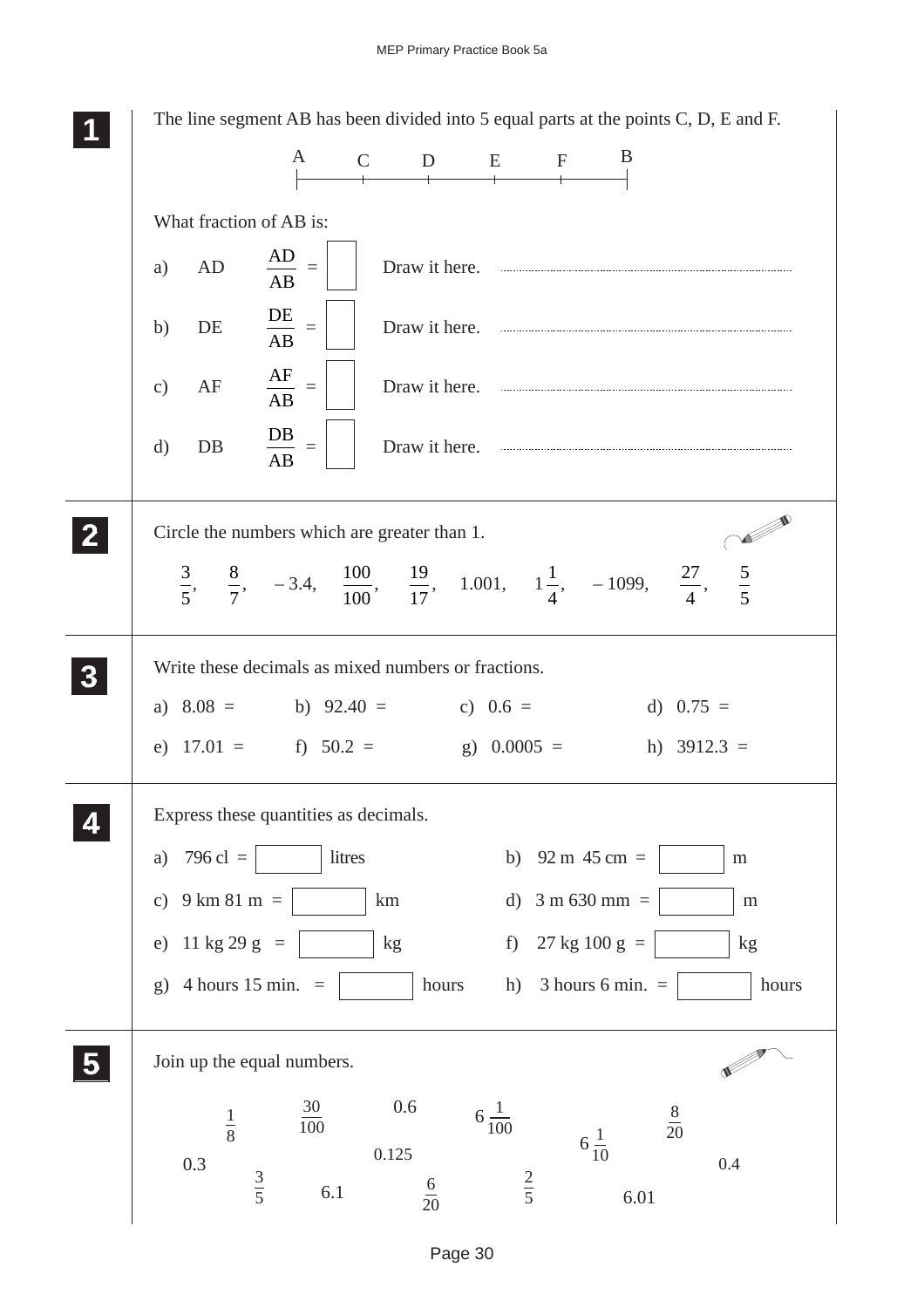## 1

The line segment AB has been divided into 5 equal parts at the points C, D, E and F.

A C D E F B

What fraction of AB is:

a) AD $\frac{AD}{AB} = \square$ Draw it here. ..............................

b) DE $\frac{DE}{AB} = \square$ Draw it here. ..............................

c) AF $\frac{AF}{AB} = \square$ Draw it here. ..............................

d) DB $\frac{DB}{AB} = \square$ Draw it here. ..............................

## 2

Circle the numbers which are greater than 1.

$\frac{3}{5}$, $\frac{8}{7}$, $-3.4$, $\frac{100}{100}$, $\frac{19}{17}$, $1.001$, $1\frac{1}{4}$, $-1099$, $\frac{27}{4}$, $\frac{5}{5}$

## 3

Write these decimals as mixed numbers or fractions.

a) 8.08 =  b) 92.40 =  c) 0.6 =  d) 0.75 =

e) 17.01 =  f) 50.2 =  g) 0.0005 =  h) 3912.3 =

## 4

Express these quantities as decimals.

a) 796 cl = $\square$ litres  b) 92 m 45 cm = $\square$ m

c) 9 km 81 m = $\square$ km  d) 3 m 630 mm = $\square$ m

e) 11 kg 29 g = $\square$ kg  f) 27 kg 100 g = $\square$ kg

g) 4 hours 15 min. = $\square$ hours  h) 3 hours 6 min. = $\square$ hours

## 5

Join up the equal numbers.

$\frac{1}{8}$  $\frac{30}{100}$  0.6  $6\frac{1}{100}$  $\frac{8}{20}$

0.3  $6\frac{1}{10}$  0.125  0.4

$\frac{3}{5}$  6.1  $\frac{6}{20}$  $\frac{2}{5}$  6.01